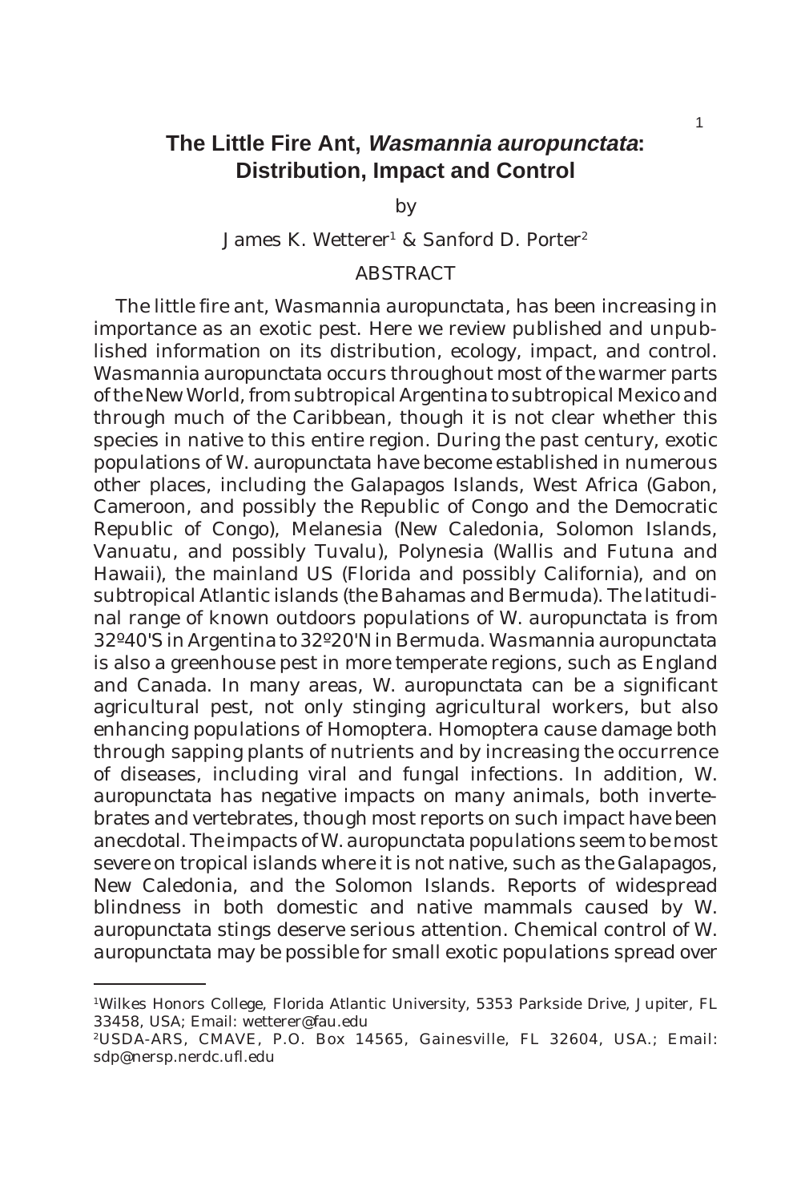# The Little Fire Ant, *Wasmannia auropunctata*: Distribution, Impact and Control

by

James K. Wetterer[1] & Sanford D. Porter[2]

## ABSTRACT

The little fire ant, *Wasmannia auropunctata*, has been increasing in importance as an exotic pest. Here we review published and unpublished information on its distribution, ecology, impact, and control. *Wasmannia auropunctata* occurs throughout most of the warmer parts of the New World, from subtropical Argentina to subtropical Mexico and through much of the Caribbean, though it is not clear whether this species in native to this entire region. During the past century, exotic populations of *W. auropunctata* have become established in numerous other places, including the Galapagos Islands, West Africa (Gabon, Cameroon, and possibly the Republic of Congo and the Democratic Republic of Congo), Melanesia (New Caledonia, Solomon Islands, Vanuatu, and possibly Tuvalu), Polynesia (Wallis and Futuna and Hawaii), the mainland US (Florida and possibly California), and on subtropical Atlantic islands (the Bahamas and Bermuda). The latitudinal range of known outdoors populations of *W. auropunctata* is from 32º40'S in Argentina to 32º20'N in Bermuda. *Wasmannia auropunctata* is also a greenhouse pest in more temperate regions, such as England and Canada. In many areas, *W. auropunctata* can be a significant agricultural pest, not only stinging agricultural workers, but also enhancing populations of Homoptera. Homoptera cause damage both through sapping plants of nutrients and by increasing the occurrence of diseases, including viral and fungal infections. In addition, *W. auropunctata* has negative impacts on many animals, both invertebrates and vertebrates, though most reports on such impact have been anecdotal. The impacts of *W. auropunctata* populations seem to be most severe on tropical islands where it is not native, such as the Galapagos, New Caledonia, and the Solomon Islands. Reports of widespread blindness in both domestic and native mammals caused by *W. auropunctata* stings deserve serious attention. Chemical control of *W. auropunctata* may be possible for small exotic populations spread over

---

[1]Wilkes Honors College, Florida Atlantic University, 5353 Parkside Drive, Jupiter, FL 33458, USA; Email: wetterer@fau.edu

[2]USDA-ARS, CMAVE, P.O. Box 14565, Gainesville, FL 32604, USA.; Email: sdp@nersp.nerdc.ufl.edu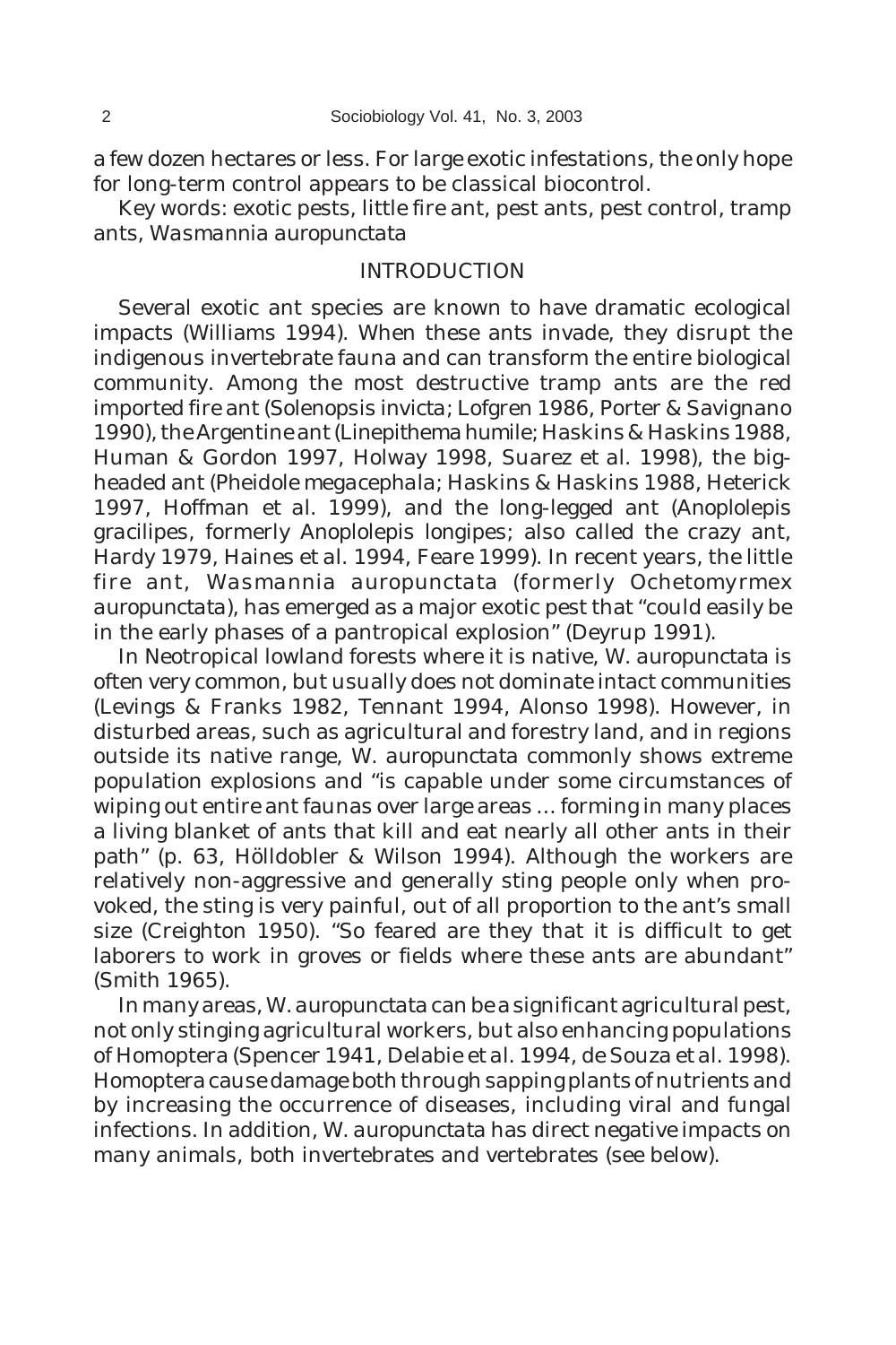a few dozen hectares or less. For large exotic infestations, the only hope for long-term control appears to be classical biocontrol.

Key words: exotic pests, little fire ant, pest ants, pest control, tramp ants, *Wasmannia auropunctata*

## INTRODUCTION

Several exotic ant species are known to have dramatic ecological impacts (Williams 1994). When these ants invade, they disrupt the indigenous invertebrate fauna and can transform the entire biological community. Among the most destructive tramp ants are the red imported fire ant (*Solenopsis invicta*; Lofgren 1986, Porter & Savignano 1990), the Argentine ant (*Linepithema humile*; Haskins & Haskins 1988, Human & Gordon 1997, Holway 1998, Suarez et al. 1998), the big-headed ant (*Pheidole megacephala*; Haskins & Haskins 1988, Heterick 1997, Hoffman et al. 1999), and the long-legged ant (*Anoplolepis gracilipes*, formerly *Anoplolepis longipes*; also called the crazy ant, Hardy 1979, Haines et al. 1994, Feare 1999). In recent years, the little fire ant, *Wasmannia auropunctata* (formerly *Ochetomyrmex auropunctata*), has emerged as a major exotic pest that "could easily be in the early phases of a pantropical explosion" (Deyrup 1991).

In Neotropical lowland forests where it is native, *W. auropunctata* is often very common, but usually does not dominate intact communities (Levings & Franks 1982, Tennant 1994, Alonso 1998). However, in disturbed areas, such as agricultural and forestry land, and in regions outside its native range, *W. auropunctata* commonly shows extreme population explosions and "is capable under some circumstances of wiping out entire ant faunas over large areas … forming in many places a living blanket of ants that kill and eat nearly all other ants in their path" (p. 63, Hölldobler & Wilson 1994). Although the workers are relatively non-aggressive and generally sting people only when provoked, the sting is very painful, out of all proportion to the ant's small size (Creighton 1950). "So feared are they that it is difficult to get laborers to work in groves or fields where these ants are abundant" (Smith 1965).

In many areas, *W. auropunctata* can be a significant agricultural pest, not only stinging agricultural workers, but also enhancing populations of Homoptera (Spencer 1941, Delabie *et al.* 1994, de Souza *et al.* 1998). Homoptera cause damage both through sapping plants of nutrients and by increasing the occurrence of diseases, including viral and fungal infections. In addition, *W. auropunctata* has direct negative impacts on many animals, both invertebrates and vertebrates (see below).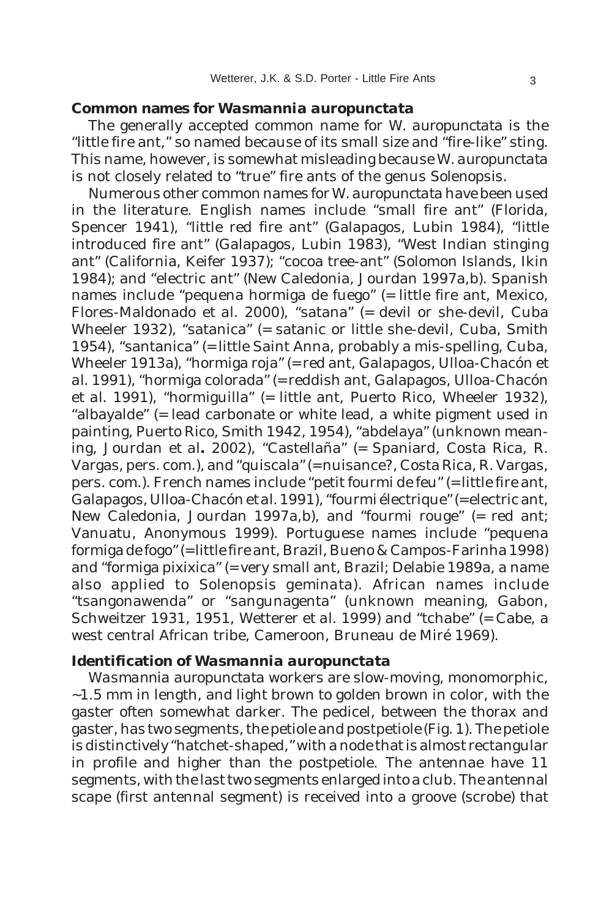## Common names for *Wasmannia auropunctata*

The generally accepted common name for *W. auropunctata* is the "little fire ant," so named because of its small size and "fire-like" sting. This name, however, is somewhat misleading because *W. auropunctata* is not closely related to "true" fire ants of the genus *Solenopsis*.

Numerous other common names for *W. auropunctata* have been used in the literature. English names include "small fire ant" (Florida, Spencer 1941), "little red fire ant" (Galapagos, Lubin 1984), "little introduced fire ant" (Galapagos, Lubin 1983), "West Indian stinging ant" (California, Keifer 1937); "cocoa tree-ant" (Solomon Islands, Ikin 1984); and "electric ant" (New Caledonia, Jourdan 1997a,b). Spanish names include "pequena hormiga de fuego" (= little fire ant, Mexico, Flores-Maldonado et al. 2000), "satana" (= devil or she-devil, Cuba Wheeler 1932), "satanica" (= satanic or little she-devil, Cuba, Smith 1954), "santanica" (= little Saint Anna, probably a mis-spelling, Cuba, Wheeler 1913a), "hormiga roja" (= red ant, Galapagos, Ulloa-Chacón et al. 1991), "hormiga colorada" (= reddish ant, Galapagos, Ulloa-Chacón et al. 1991), "hormiguilla" (= little ant, Puerto Rico, Wheeler 1932), "albayalde" (= lead carbonate or white lead, a white pigment used in painting, Puerto Rico, Smith 1942, 1954), "abdelaya" (unknown meaning, Jourdan et al**.** 2002), "Castellaña" (= Spaniard, Costa Rica, R. Vargas, pers. com.), and "quiscala" (= nuisance?, Costa Rica, R. Vargas, pers. com.). French names include "petit fourmi de feu" (= little fire ant, Galapagos, Ulloa-Chacón et al. 1991), "fourmi électrique" (= electric ant, New Caledonia, Jourdan 1997a,b), and "fourmi rouge" (= red ant; Vanuatu, Anonymous 1999). Portuguese names include "pequena formiga de fogo" (= little fire ant, Brazil, Bueno & Campos-Farinha 1998) and "formiga pixixica" (= very small ant, Brazil; Delabie 1989a, a name also applied to *Solenopsis geminata*). African names include "tsangonawenda" or "sangunagenta" (unknown meaning, Gabon, Schweitzer 1931, 1951, Wetterer et al. 1999) and "tchabe" (= Cabe, a west central African tribe, Cameroon, Bruneau de Miré 1969).

## Identification of *Wasmannia auropunctata*

*Wasmannia auropunctata* workers are slow-moving, monomorphic, ~1.5 mm in length, and light brown to golden brown in color, with the gaster often somewhat darker. The pedicel, between the thorax and gaster, has two segments, the petiole and postpetiole (Fig. 1). The petiole is distinctively "hatchet-shaped," with a node that is almost rectangular in profile and higher than the postpetiole. The antennae have 11 segments, with the last two segments enlarged into a club. The antennal scape (first antennal segment) is received into a groove (scrobe) that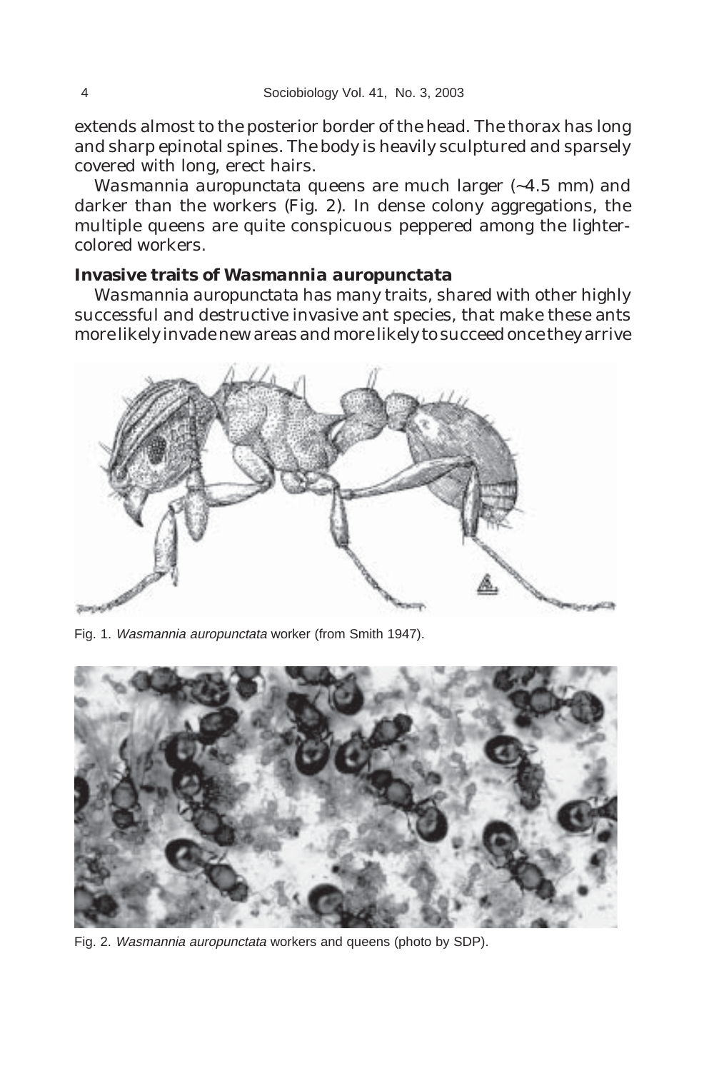extends almost to the posterior border of the head. The thorax has long and sharp epinotal spines. The body is heavily sculptured and sparsely covered with long, erect hairs.

*Wasmannia auropunctata* queens are much larger (~4.5 mm) and darker than the workers (Fig. 2). In dense colony aggregations, the multiple queens are quite conspicuous peppered among the lighter-colored workers.

### Invasive traits of *Wasmannia auropunctata*

*Wasmannia auropunctata* has many traits, shared with other highly successful and destructive invasive ant species, that make these ants more likely invade new areas and more likely to succeed once they arrive

Fig. 1. *Wasmannia auropunctata* worker (from Smith 1947).

Fig. 2. *Wasmannia auropunctata* workers and queens (photo by SDP).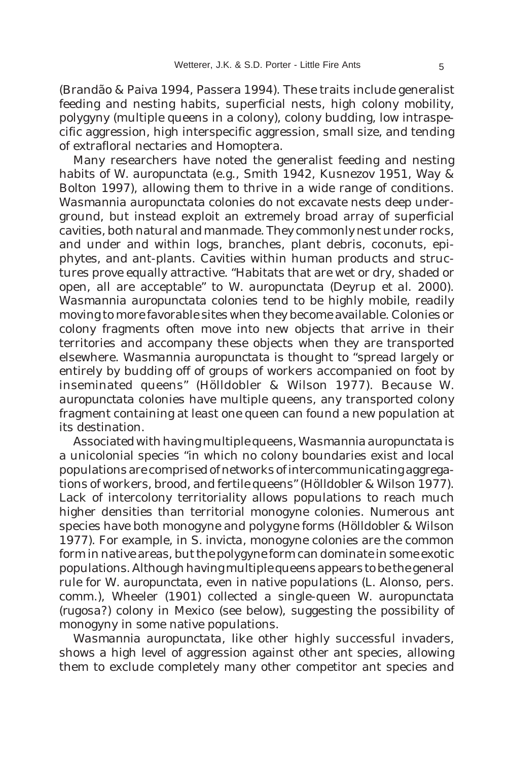(Brandão & Paiva 1994, Passera 1994). These traits include generalist feeding and nesting habits, superficial nests, high colony mobility, polygyny (multiple queens in a colony), colony budding, low intraspecific aggression, high interspecific aggression, small size, and tending of extrafloral nectaries and Homoptera.

Many researchers have noted the generalist feeding and nesting habits of *W. auropunctata* (e.g., Smith 1942, Kusnezov 1951, Way & Bolton 1997), allowing them to thrive in a wide range of conditions. *Wasmannia auropunctata* colonies do not excavate nests deep underground, but instead exploit an extremely broad array of superficial cavities, both natural and manmade. They commonly nest under rocks, and under and within logs, branches, plant debris, coconuts, epiphytes, and ant-plants. Cavities within human products and structures prove equally attractive. "Habitats that are wet or dry, shaded or open, all are acceptable" to *W. auropunctata* (Deyrup et al. 2000). *Wasmannia auropunctata* colonies tend to be highly mobile, readily moving to more favorable sites when they become available. Colonies or colony fragments often move into new objects that arrive in their territories and accompany these objects when they are transported elsewhere. *Wasmannia auropunctata* is thought to "spread largely or entirely by budding off of groups of workers accompanied on foot by inseminated queens" (Hölldobler & Wilson 1977). Because *W. auropunctata* colonies have multiple queens, any transported colony fragment containing at least one queen can found a new population at its destination.

Associated with having multiple queens, *Wasmannia auropunctata* is a unicolonial species "in which no colony boundaries exist and local populations are comprised of networks of intercommunicating aggregations of workers, brood, and fertile queens" (Hölldobler & Wilson 1977). Lack of intercolony territoriality allows populations to reach much higher densities than territorial monogyne colonies. Numerous ant species have both monogyne and polygyne forms (Hölldobler & Wilson 1977). For example, in *S. invicta*, monogyne colonies are the common form in native areas, but the polygyne form can dominate in some exotic populations. Although having multiple queens appears to be the general rule for *W. auropunctata*, even in native populations (L. Alonso, pers. comm.), Wheeler (1901) collected a single-queen *W. auropunctata* (*rugosa*?) colony in Mexico (see below), suggesting the possibility of monogyny in some native populations.

*Wasmannia auropunctata*, like other highly successful invaders, shows a high level of aggression against other ant species, allowing them to exclude completely many other competitor ant species and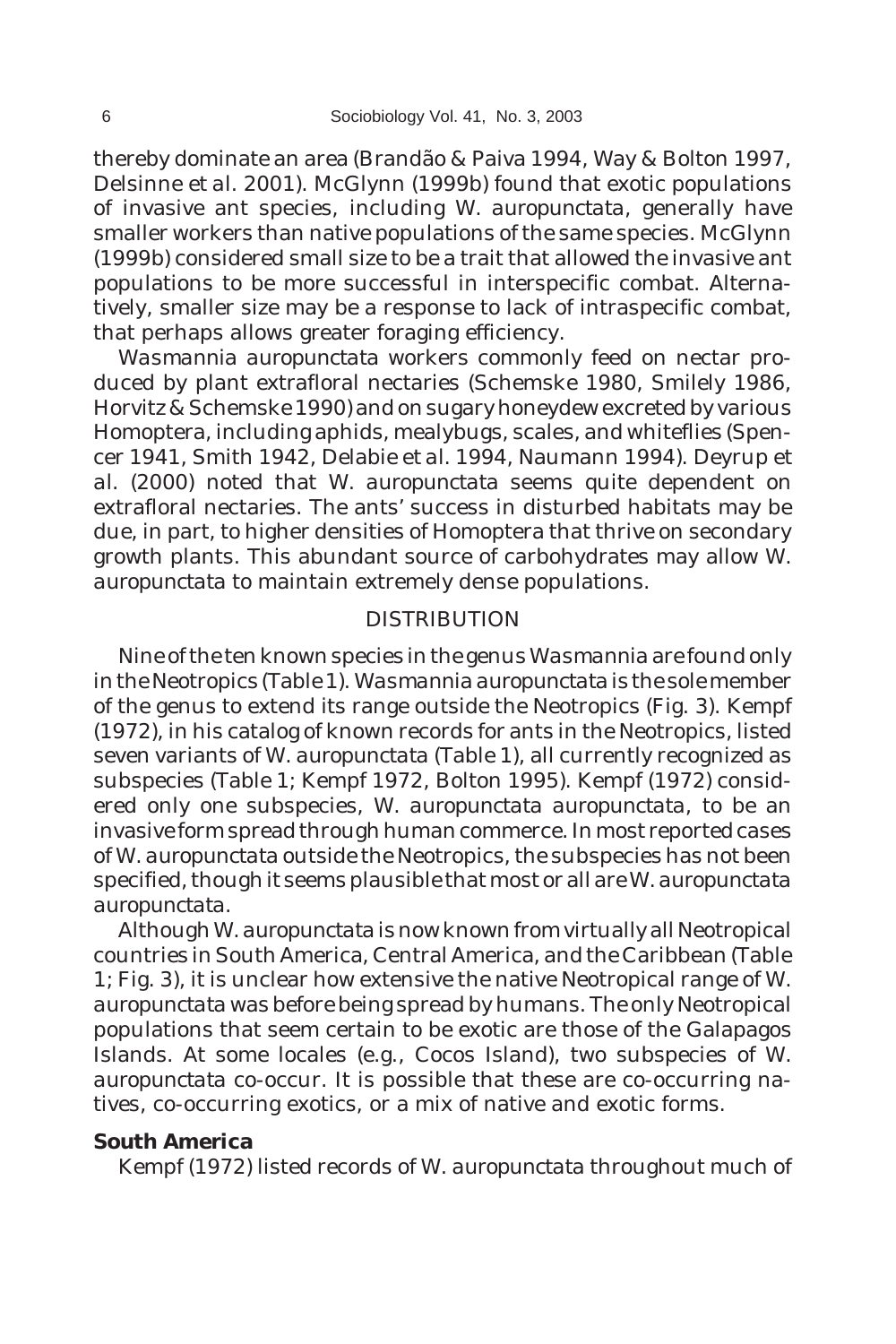thereby dominate an area (Brandão & Paiva 1994, Way & Bolton 1997, Delsinne et al. 2001). McGlynn (1999b) found that exotic populations of invasive ant species, including *W. auropunctata*, generally have smaller workers than native populations of the same species. McGlynn (1999b) considered small size to be a trait that allowed the invasive ant populations to be more successful in interspecific combat. Alternatively, smaller size may be a response to lack of intraspecific combat, that perhaps allows greater foraging efficiency.

*Wasmannia auropunctata* workers commonly feed on nectar produced by plant extrafloral nectaries (Schemske 1980, Smilely 1986, Horvitz & Schemske 1990) and on sugary honeydew excreted by various Homoptera, including aphids, mealybugs, scales, and whiteflies (Spencer 1941, Smith 1942, Delabie et al. 1994, Naumann 1994). Deyrup et al. (2000) noted that *W. auropunctata* seems quite dependent on extrafloral nectaries. The ants' success in disturbed habitats may be due, in part, to higher densities of Homoptera that thrive on secondary growth plants. This abundant source of carbohydrates may allow *W. auropunctata* to maintain extremely dense populations.

## DISTRIBUTION

Nine of the ten known species in the genus *Wasmannia* are found only in the Neotropics (Table 1). *Wasmannia auropunctata* is the sole member of the genus to extend its range outside the Neotropics (Fig. 3). Kempf (1972), in his catalog of known records for ants in the Neotropics, listed seven variants of *W. auropunctata* (Table 1), all currently recognized as subspecies (Table 1; Kempf 1972, Bolton 1995). Kempf (1972) considered only one subspecies, *W. auropunctata auropunctata*, to be an invasive form spread through human commerce. In most reported cases of *W. auropunctata* outside the Neotropics, the subspecies has not been specified, though it seems plausible that most or all are *W. auropunctata auropunctata*.

Although *W. auropunctata* is now known from virtually all Neotropical countries in South America, Central America, and the Caribbean (Table 1; Fig. 3), it is unclear how extensive the native Neotropical range of *W. auropunctata* was before being spread by humans. The only Neotropical populations that seem certain to be exotic are those of the Galapagos Islands. At some locales (e.g., Cocos Island), two subspecies of *W. auropunctata* co-occur. It is possible that these are co-occurring natives, co-occurring exotics, or a mix of native and exotic forms.

### South America

Kempf (1972) listed records of *W. auropunctata* throughout much of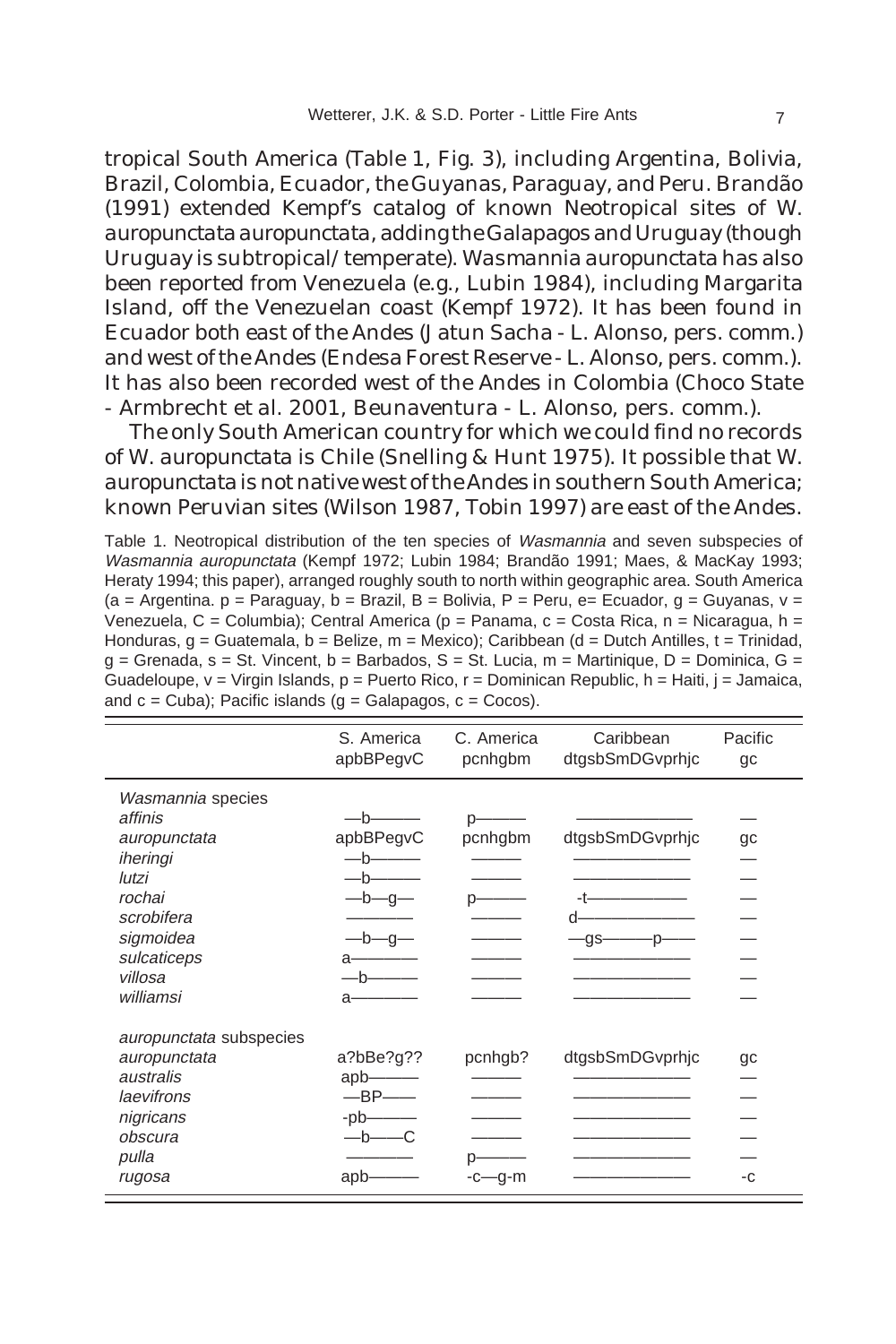tropical South America (Table 1, Fig. 3), including Argentina, Bolivia, Brazil, Colombia, Ecuador, the Guyanas, Paraguay, and Peru. Brandão (1991) extended Kempf's catalog of known Neotropical sites of *W. auropunctata auropunctata*, adding the Galapagos and Uruguay (though Uruguay is subtropical/temperate). *Wasmannia auropunctata* has also been reported from Venezuela (e.g., Lubin 1984), including Margarita Island, off the Venezuelan coast (Kempf 1972). It has been found in Ecuador both east of the Andes (Jatun Sacha - L. Alonso, pers. comm.) and west of the Andes (Endesa Forest Reserve - L. Alonso, pers. comm.). It has also been recorded west of the Andes in Colombia (Choco State - Armbrecht et al. 2001, Beunaventura - L. Alonso, pers. comm.).

The only South American country for which we could find no records of *W. auropunctata* is Chile (Snelling & Hunt 1975). It possible that *W. auropunctata* is not native west of the Andes in southern South America; known Peruvian sites (Wilson 1987, Tobin 1997) are east of the Andes.

Table 1. Neotropical distribution of the ten species of *Wasmannia* and seven subspecies of *Wasmannia auropunctata* (Kempf 1972; Lubin 1984; Brandão 1991; Maes, & MacKay 1993; Heraty 1994; this paper), arranged roughly south to north within geographic area. South America (a = Argentina. p = Paraguay, b = Brazil, B = Bolivia, P = Peru, e= Ecuador, g = Guyanas, v = Venezuela, C = Columbia); Central America (p = Panama, c = Costa Rica, n = Nicaragua, h = Honduras, g = Guatemala, b = Belize, m = Mexico); Caribbean (d = Dutch Antilles, t = Trinidad, g = Grenada, s = St. Vincent, b = Barbados, S = St. Lucia, m = Martinique, D = Dominica, G = Guadeloupe, v = Virgin Islands, p = Puerto Rico, r = Dominican Republic, h = Haiti, j = Jamaica, and c = Cuba); Pacific islands (g = Galapagos, c = Cocos).

| | S. America apbBPegvC | C. America pcnhgbm | Caribbean dtgsbSmDGvprhjc | Pacific gc |
|---|---|---|---|---|
| *Wasmannia* species | | | | |
| *affinis* | —b——— | p——— | —————— | — |
| *auropunctata* | apbBPegvC | pcnhgbm | dtgsbSmDGvprhjc | gc |
| *iheringi* | —b——— | ——— | —————— | — |
| *lutzi* | —b——— | ——— | —————— | — |
| *rochai* | —b—g— | p——— | -t————— | — |
| *scrobifera* | ———— | ——— | d—————— | — |
| *sigmoidea* | —b—g— | ——— | —gs———p—— | — |
| *sulcaticeps* | a———— | ——— | —————— | — |
| *villosa* | —b——— | ——— | —————— | — |
| *williamsi* | a———— | ——— | —————— | — |
| *auropunctata* subspecies | | | | |
| *auropunctata* | a?bBe?g?? | pcnhgb? | dtgsbSmDGvprhjc | gc |
| *australis* | apb——— | ——— | —————— | — |
| *laevifrons* | —BP—— | ——— | —————— | — |
| *nigricans* | -pb——— | ——— | —————— | — |
| *obscura* | —b——C | ——— | —————— | — |
| *pulla* | ———— | p——— | —————— | — |
| *rugosa* | apb——— | -c—g-m | —————— | -c |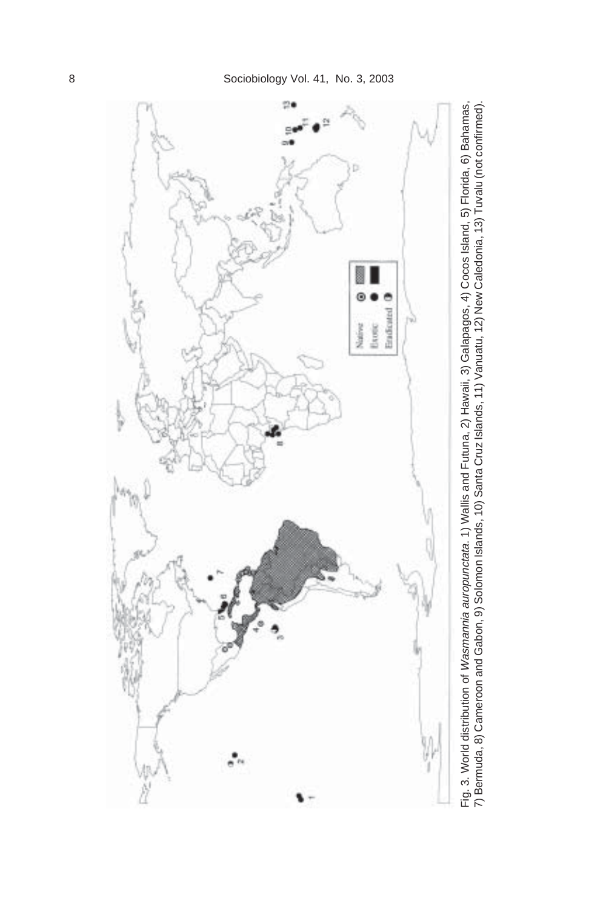Fig. 3. World distribution of *Wasmannia auropunctata*. 1) Wallis and Futuna, 2) Hawaii, 3) Galapagos, 4) Cocos Island, 5) Florida, 6) Bahamas, 7) Bermuda, 8) Cameroon and Gabon, 9) Solomon Islands, 10) Santa Cruz Islands, 11) Vanuatu, 12) New Caledonia, 13) Tuvalu (not confirmed).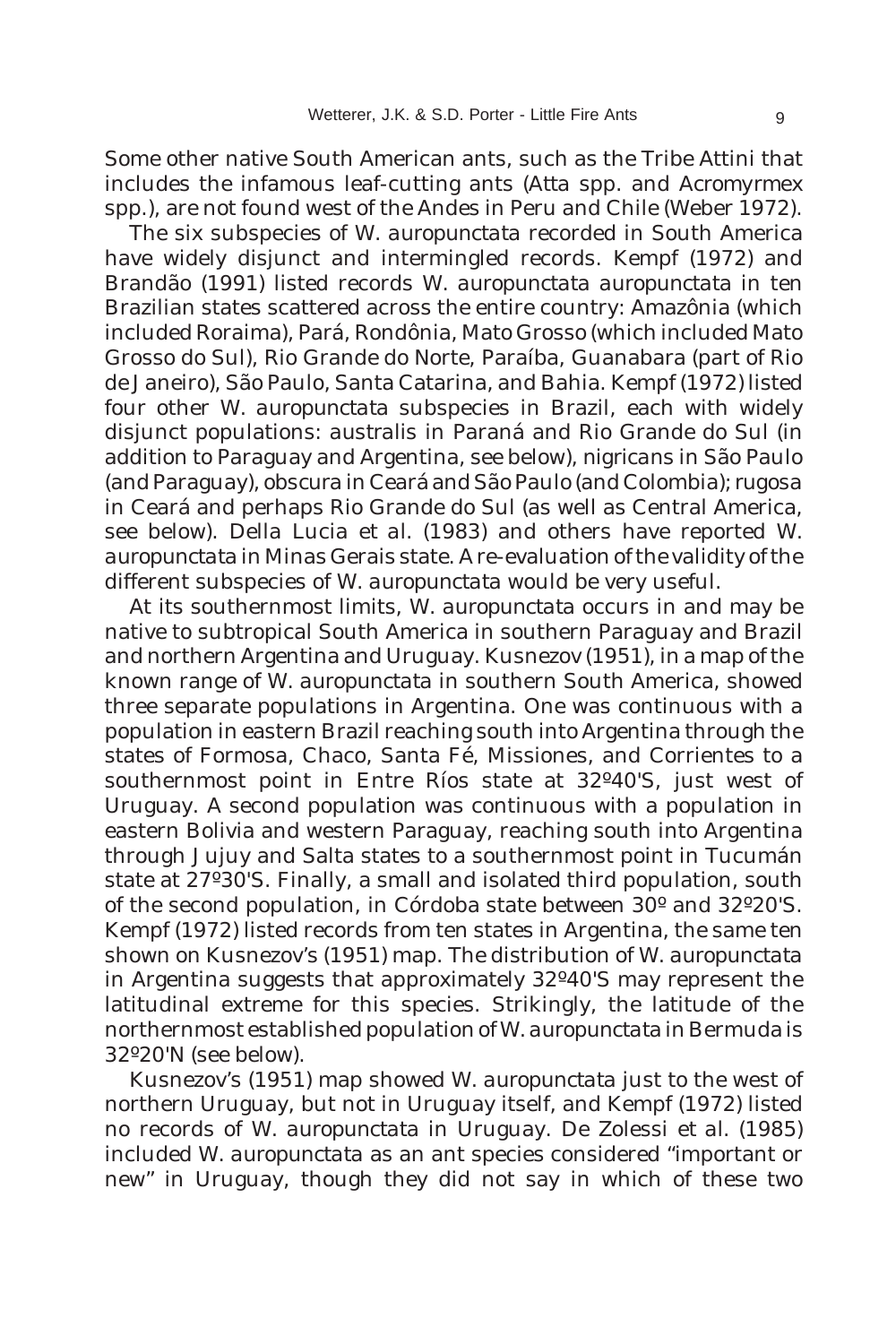Some other native South American ants, such as the Tribe Attini that includes the infamous leaf-cutting ants (*Atta* spp. and *Acromyrmex* spp.), are not found west of the Andes in Peru and Chile (Weber 1972).

The six subspecies of *W. auropunctata* recorded in South America have widely disjunct and intermingled records. Kempf (1972) and Brandão (1991) listed records *W. auropunctata auropunctata* in ten Brazilian states scattered across the entire country: Amazônia (which included Roraima), Pará, Rondônia, Mato Grosso (which included Mato Grosso do Sul), Rio Grande do Norte, Paraíba, Guanabara (part of Rio de Janeiro), São Paulo, Santa Catarina, and Bahia. Kempf (1972) listed four other *W. auropunctata* subspecies in Brazil, each with widely disjunct populations: *australis* in Paraná and Rio Grande do Sul (in addition to Paraguay and Argentina, see below), *nigricans* in São Paulo (and Paraguay), *obscura* in Ceará and São Paulo (and Colombia); *rugosa* in Ceará and perhaps Rio Grande do Sul (as well as Central America, see below). Della Lucia et al. (1983) and others have reported *W. auropunctata* in Minas Gerais state. A re-evaluation of the validity of the different subspecies of *W. auropunctata* would be very useful.

At its southernmost limits, *W. auropunctata* occurs in and may be native to subtropical South America in southern Paraguay and Brazil and northern Argentina and Uruguay. Kusnezov (1951), in a map of the known range of *W. auropunctata* in southern South America, showed three separate populations in Argentina. One was continuous with a population in eastern Brazil reaching south into Argentina through the states of Formosa, Chaco, Santa Fé, Missiones, and Corrientes to a southernmost point in Entre Ríos state at 32º40'S, just west of Uruguay. A second population was continuous with a population in eastern Bolivia and western Paraguay, reaching south into Argentina through Jujuy and Salta states to a southernmost point in Tucumán state at 27º30'S. Finally, a small and isolated third population, south of the second population, in Córdoba state between 30º and 32º20'S. Kempf (1972) listed records from ten states in Argentina, the same ten shown on Kusnezov's (1951) map. The distribution of *W. auropunctata* in Argentina suggests that approximately 32º40'S may represent the latitudinal extreme for this species. Strikingly, the latitude of the northernmost established population of *W. auropunctata* in Bermuda is 32º20'N (see below).

Kusnezov's (1951) map showed *W. auropunctata* just to the west of northern Uruguay, but not in Uruguay itself, and Kempf (1972) listed no records of *W. auropunctata* in Uruguay. De Zolessi et al. (1985) included *W. auropunctata* as an ant species considered "important or new" in Uruguay, though they did not say in which of these two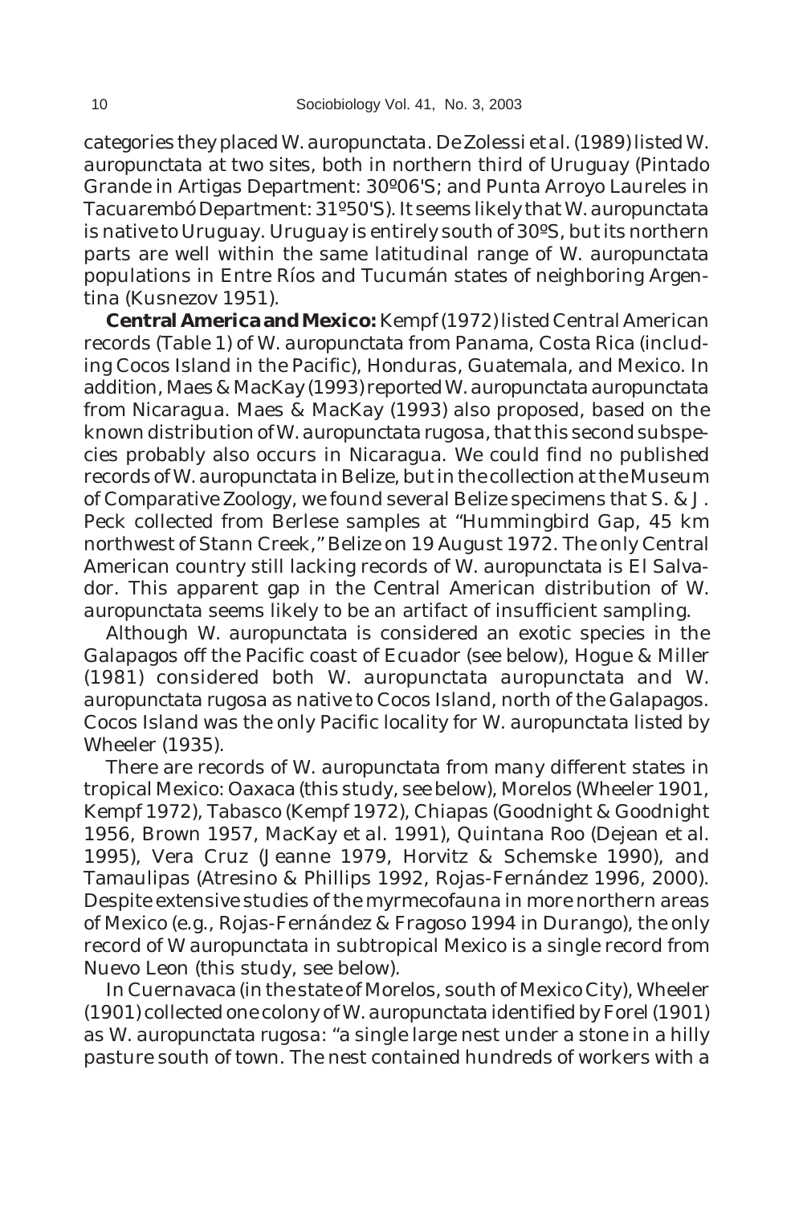categories they placed *W. auropunctata*. De Zolessi *et al.* (1989) listed *W. auropunctata* at two sites, both in northern third of Uruguay (Pintado Grande in Artigas Department: 30º06'S; and Punta Arroyo Laureles in Tacuarembó Department: 31º50'S). It seems likely that *W. auropunctata* is native to Uruguay. Uruguay is entirely south of 30ºS, but its northern parts are well within the same latitudinal range of *W. auropunctata* populations in Entre Ríos and Tucumán states of neighboring Argentina (Kusnezov 1951).

**Central America and Mexico:** Kempf (1972) listed Central American records (Table 1) of *W. auropunctata* from Panama, Costa Rica (including Cocos Island in the Pacific), Honduras, Guatemala, and Mexico. In addition, Maes & MacKay (1993) reported *W. auropunctata auropunctata* from Nicaragua. Maes & MacKay (1993) also proposed, based on the known distribution of *W. auropunctata rugosa*, that this second subspecies probably also occurs in Nicaragua. We could find no published records of *W. auropunctata* in Belize, but in the collection at the Museum of Comparative Zoology, we found several Belize specimens that S. & J. Peck collected from Berlese samples at "Hummingbird Gap, 45 km northwest of Stann Creek," Belize on 19 August 1972. The only Central American country still lacking records of *W. auropunctata* is El Salvador. This apparent gap in the Central American distribution of *W. auropunctata* seems likely to be an artifact of insufficient sampling.

Although *W. auropunctata* is considered an exotic species in the Galapagos off the Pacific coast of Ecuador (see below), Hogue & Miller (1981) considered both *W. auropunctata auropunctata* and *W. auropunctata rugosa* as native to Cocos Island, north of the Galapagos. Cocos Island was the only Pacific locality for *W. auropunctata* listed by Wheeler (1935).

There are records of *W. auropunctata* from many different states in tropical Mexico: Oaxaca (this study, see below), Morelos (Wheeler 1901, Kempf 1972), Tabasco (Kempf 1972), Chiapas (Goodnight & Goodnight 1956, Brown 1957, MacKay et al. 1991), Quintana Roo (Dejean et al. 1995), Vera Cruz (Jeanne 1979, Horvitz & Schemske 1990), and Tamaulipas (Atresino & Phillips 1992, Rojas-Fernández 1996, 2000). Despite extensive studies of the myrmecofauna in more northern areas of Mexico (e.g., Rojas-Fernández & Fragoso 1994 in Durango), the only record of *W auropunctata* in subtropical Mexico is a single record from Nuevo Leon (this study, see below).

In Cuernavaca (in the state of Morelos, south of Mexico City), Wheeler (1901) collected one colony of *W. auropunctata* identified by Forel (1901) as *W. auropunctata rugosa*: "a single large nest under a stone in a hilly pasture south of town. The nest contained hundreds of workers with a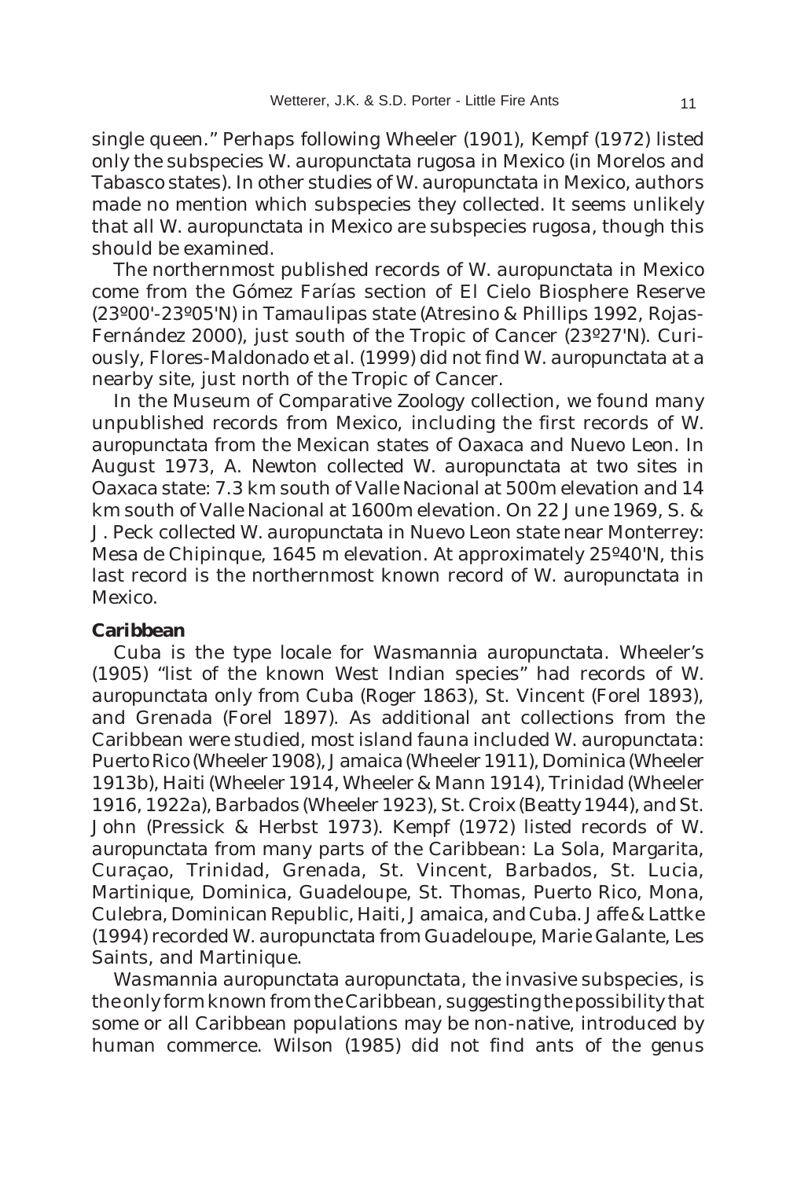single queen." Perhaps following Wheeler (1901), Kempf (1972) listed only the subspecies *W. auropunctata rugosa* in Mexico (in Morelos and Tabasco states). In other studies of *W. auropunctata* in Mexico, authors made no mention which subspecies they collected. It seems unlikely that all *W. auropunctata* in Mexico are subspecies *rugosa*, though this should be examined.

The northernmost published records of *W. auropunctata* in Mexico come from the Gómez Farías section of El Cielo Biosphere Reserve (23º00'-23º05'N) in Tamaulipas state (Atresino & Phillips 1992, Rojas-Fernández 2000), just south of the Tropic of Cancer (23º27'N). Curiously, Flores-Maldonado et al. (1999) did not find *W. auropunctata* at a nearby site, just north of the Tropic of Cancer.

In the Museum of Comparative Zoology collection, we found many unpublished records from Mexico, including the first records of *W. auropunctata* from the Mexican states of Oaxaca and Nuevo Leon. In August 1973, A. Newton collected *W. auropunctata* at two sites in Oaxaca state: 7.3 km south of Valle Nacional at 500m elevation and 14 km south of Valle Nacional at 1600m elevation. On 22 June 1969, S. & J. Peck collected *W. auropunctata* in Nuevo Leon state near Monterrey: Mesa de Chipinque, 1645 m elevation. At approximately 25º40'N, this last record is the northernmost known record of *W. auropunctata* in Mexico.

**Caribbean**

Cuba is the type locale for *Wasmannia auropunctata*. Wheeler's (1905) "list of the known West Indian species" had records of *W. auropunctata* only from Cuba (Roger 1863), St. Vincent (Forel 1893), and Grenada (Forel 1897). As additional ant collections from the Caribbean were studied, most island fauna included *W. auropunctata*: Puerto Rico (Wheeler 1908), Jamaica (Wheeler 1911), Dominica (Wheeler 1913b), Haiti (Wheeler 1914, Wheeler & Mann 1914), Trinidad (Wheeler 1916, 1922a), Barbados (Wheeler 1923), St. Croix (Beatty 1944), and St. John (Pressick & Herbst 1973). Kempf (1972) listed records of *W. auropunctata* from many parts of the Caribbean: La Sola, Margarita, Curaçao, Trinidad, Grenada, St. Vincent, Barbados, St. Lucia, Martinique, Dominica, Guadeloupe, St. Thomas, Puerto Rico, Mona, Culebra, Dominican Republic, Haiti, Jamaica, and Cuba. Jaffe & Lattke (1994) recorded *W. auropunctata* from Guadeloupe, Marie Galante, Les Saints, and Martinique.

*Wasmannia auropunctata auropunctata*, the invasive subspecies, is the only form known from the Caribbean, suggesting the possibility that some or all Caribbean populations may be non-native, introduced by human commerce. Wilson (1985) did not find ants of the genus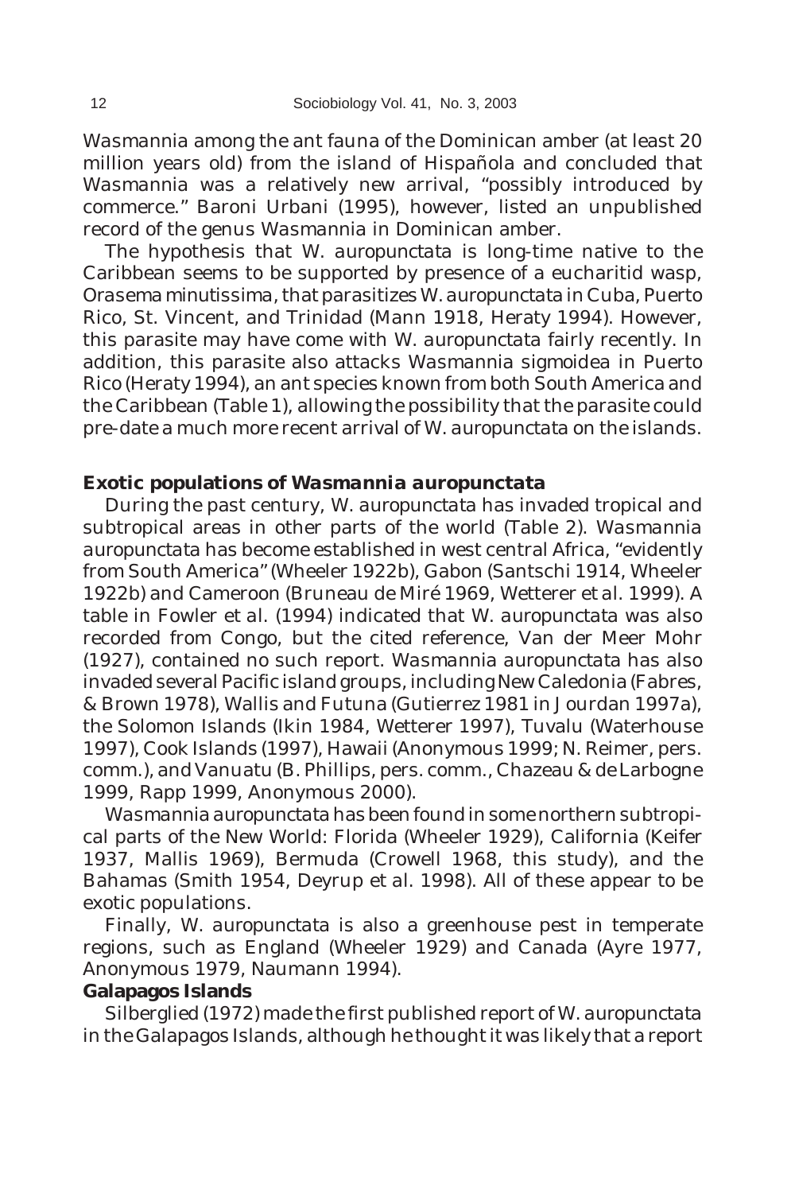*Wasmannia* among the ant fauna of the Dominican amber (at least 20 million years old) from the island of Hispañola and concluded that *Wasmannia* was a relatively new arrival, "possibly introduced by commerce." Baroni Urbani (1995), however, listed an unpublished record of the genus *Wasmannia* in Dominican amber.

The hypothesis that *W. auropunctata* is long-time native to the Caribbean seems to be supported by presence of a eucharitid wasp, *Orasema minutissima*, that parasitizes *W. auropunctata* in Cuba, Puerto Rico, St. Vincent, and Trinidad (Mann 1918, Heraty 1994). However, this parasite may have come with *W. auropunctata* fairly recently. In addition, this parasite also attacks *Wasmannia sigmoidea* in Puerto Rico (Heraty 1994), an ant species known from both South America and the Caribbean (Table 1), allowing the possibility that the parasite could pre-date a much more recent arrival of *W. auropunctata* on the islands.

### Exotic populations of *Wasmannia auropunctata*

During the past century, *W. auropunctata* has invaded tropical and subtropical areas in other parts of the world (Table 2). *Wasmannia auropunctata* has become established in west central Africa, "evidently from South America" (Wheeler 1922b), Gabon (Santschi 1914, Wheeler 1922b) and Cameroon (Bruneau de Miré 1969, Wetterer *et al.* 1999). A table in Fowler *et al.* (1994) indicated that *W. auropunctata* was also recorded from Congo, but the cited reference, Van der Meer Mohr (1927), contained no such report. *Wasmannia auropunctata* has also invaded several Pacific island groups, including New Caledonia (Fabres, & Brown 1978), Wallis and Futuna (Gutierrez 1981 in Jourdan 1997a), the Solomon Islands (Ikin 1984, Wetterer 1997), Tuvalu (Waterhouse 1997), Cook Islands (1997), Hawaii (Anonymous 1999; N. Reimer, pers. comm.), and Vanuatu (B. Phillips, pers. comm., Chazeau & de Larbogne 1999, Rapp 1999, Anonymous 2000).

*Wasmannia auropunctata* has been found in some northern subtropical parts of the New World: Florida (Wheeler 1929), California (Keifer 1937, Mallis 1969), Bermuda (Crowell 1968, this study), and the Bahamas (Smith 1954, Deyrup *et al.* 1998). All of these appear to be exotic populations.

Finally, *W. auropunctata* is also a greenhouse pest in temperate regions, such as England (Wheeler 1929) and Canada (Ayre 1977, Anonymous 1979, Naumann 1994).

### Galapagos Islands

Silberglied (1972) made the first published report of *W. auropunctata* in the Galapagos Islands, although he thought it was likely that a report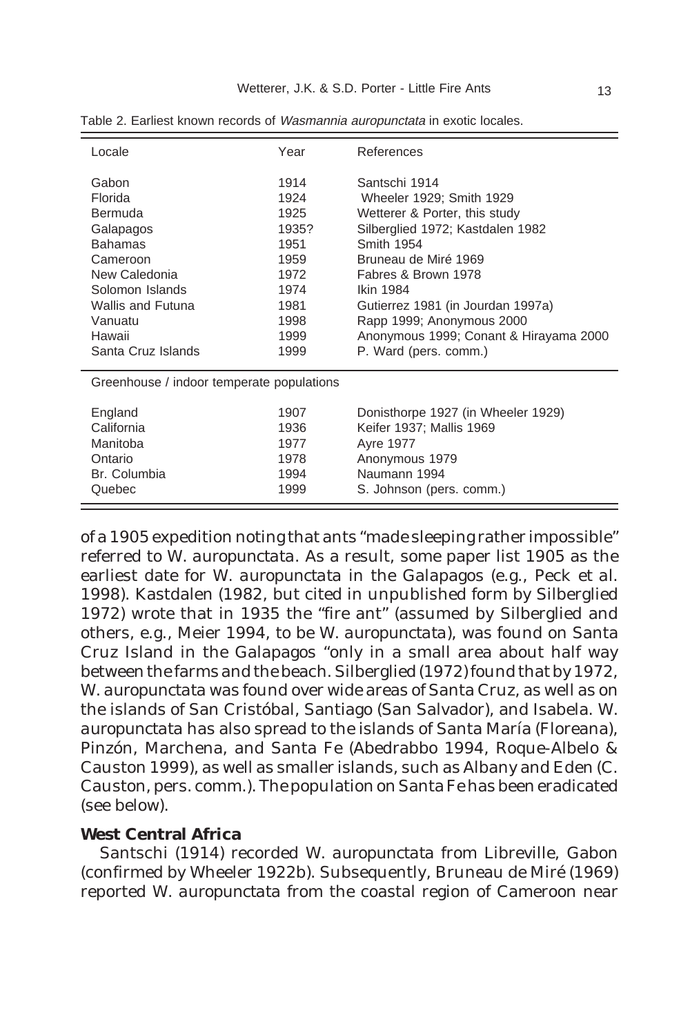Table 2. Earliest known records of *Wasmannia auropunctata* in exotic locales.

| Locale | Year | References |
|---|---|---|
| Gabon | 1914 | Santschi 1914 |
| Florida | 1924 | Wheeler 1929; Smith 1929 |
| Bermuda | 1925 | Wetterer & Porter, this study |
| Galapagos | 1935? | Silberglied 1972; Kastdalen 1982 |
| Bahamas | 1951 | Smith 1954 |
| Cameroon | 1959 | Bruneau de Miré 1969 |
| New Caledonia | 1972 | Fabres & Brown 1978 |
| Solomon Islands | 1974 | Ikin 1984 |
| Wallis and Futuna | 1981 | Gutierrez 1981 (in Jourdan 1997a) |
| Vanuatu | 1998 | Rapp 1999; Anonymous 2000 |
| Hawaii | 1999 | Anonymous 1999; Conant & Hirayama 2000 |
| Santa Cruz Islands | 1999 | P. Ward (pers. comm.) |
| Greenhouse / indoor temperate populations | | |
| England | 1907 | Donisthorpe 1927 (in Wheeler 1929) |
| California | 1936 | Keifer 1937; Mallis 1969 |
| Manitoba | 1977 | Ayre 1977 |
| Ontario | 1978 | Anonymous 1979 |
| Br. Columbia | 1994 | Naumann 1994 |
| Quebec | 1999 | S. Johnson (pers. comm.) |

of a 1905 expedition noting that ants "made sleeping rather impossible" referred to *W. auropunctata*. As a result, some paper list 1905 as the earliest date for *W. auropunctata* in the Galapagos (e.g., Peck et al. 1998). Kastdalen (1982, but cited in unpublished form by Silberglied 1972) wrote that in 1935 the "fire ant" (assumed by Silberglied and others, e.g., Meier 1994, to be *W. auropunctata*), was found on Santa Cruz Island in the Galapagos "only in a small area about half way between the farms and the beach. Silberglied (1972) found that by 1972, *W. auropunctata* was found over wide areas of Santa Cruz, as well as on the islands of San Cristóbal, Santiago (San Salvador), and Isabela. *W. auropunctata* has also spread to the islands of Santa María (Floreana), Pinzón, Marchena, and Santa Fe (Abedrabbo 1994, Roque-Albelo & Causton 1999), as well as smaller islands, such as Albany and Eden (C. Causton, pers. comm.). The population on Santa Fe has been eradicated (see below).

### West Central Africa

Santschi (1914) recorded *W. auropunctata* from Libreville, Gabon (confirmed by Wheeler 1922b). Subsequently, Bruneau de Miré (1969) reported *W. auropunctata* from the coastal region of Cameroon near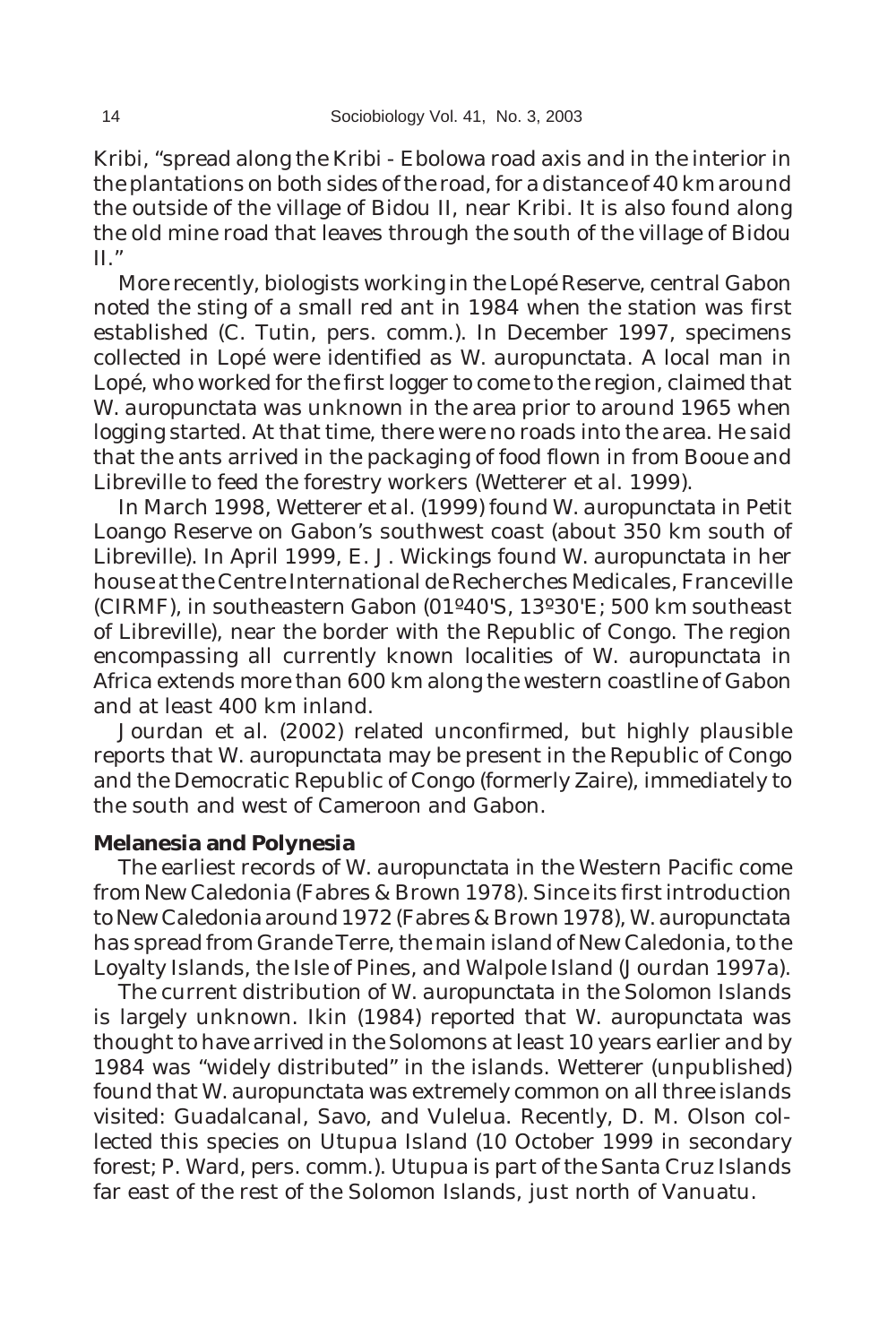Kribi, "spread along the Kribi - Ebolowa road axis and in the interior in the plantations on both sides of the road, for a distance of 40 km around the outside of the village of Bidou II, near Kribi. It is also found along the old mine road that leaves through the south of the village of Bidou II."

More recently, biologists working in the Lopé Reserve, central Gabon noted the sting of a small red ant in 1984 when the station was first established (C. Tutin, pers. comm.). In December 1997, specimens collected in Lopé were identified as *W. auropunctata*. A local man in Lopé, who worked for the first logger to come to the region, claimed that *W. auropunctata* was unknown in the area prior to around 1965 when logging started. At that time, there were no roads into the area. He said that the ants arrived in the packaging of food flown in from Booue and Libreville to feed the forestry workers (Wetterer *et al.* 1999).

In March 1998, Wetterer *et al.* (1999) found *W. auropunctata* in Petit Loango Reserve on Gabon's southwest coast (about 350 km south of Libreville). In April 1999, E. J. Wickings found *W. auropunctata* in her house at the Centre International de Recherches Medicales, Franceville (CIRMF), in southeastern Gabon (01º40'S, 13º30'E; 500 km southeast of Libreville), near the border with the Republic of Congo. The region encompassing all currently known localities of *W. auropunctata* in Africa extends more than 600 km along the western coastline of Gabon and at least 400 km inland.

Jourdan *et al.* (2002) related unconfirmed, but highly plausible reports that *W. auropunctata* may be present in the Republic of Congo and the Democratic Republic of Congo (formerly Zaire), immediately to the south and west of Cameroon and Gabon.

**Melanesia and Polynesia**

The earliest records of *W. auropunctata* in the Western Pacific come from New Caledonia (Fabres & Brown 1978). Since its first introduction to New Caledonia around 1972 (Fabres & Brown 1978), *W. auropunctata* has spread from Grande Terre, the main island of New Caledonia, to the Loyalty Islands, the Isle of Pines, and Walpole Island (Jourdan 1997a).

The current distribution of *W. auropunctata* in the Solomon Islands is largely unknown. Ikin (1984) reported that *W. auropunctata* was thought to have arrived in the Solomons at least 10 years earlier and by 1984 was "widely distributed" in the islands. Wetterer (unpublished) found that *W. auropunctata* was extremely common on all three islands visited: Guadalcanal, Savo, and Vulelua. Recently, D. M. Olson collected this species on Utupua Island (10 October 1999 in secondary forest; P. Ward, pers. comm.). Utupua is part of the Santa Cruz Islands far east of the rest of the Solomon Islands, just north of Vanuatu.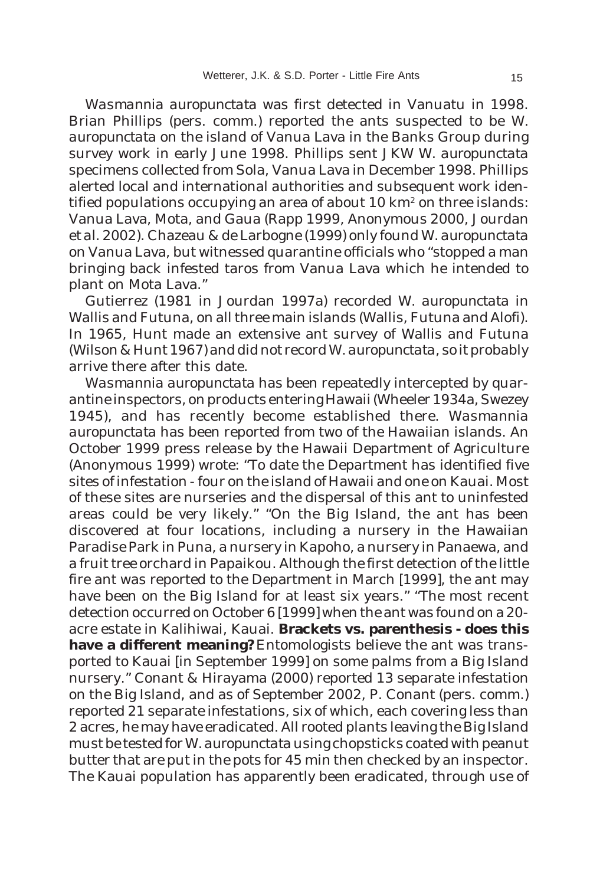*Wasmannia auropunctata* was first detected in Vanuatu in 1998. Brian Phillips (pers. comm.) reported the ants suspected to be *W. auropunctata* on the island of Vanua Lava in the Banks Group during survey work in early June 1998. Phillips sent JKW *W. auropunctata* specimens collected from Sola, Vanua Lava in December 1998. Phillips alerted local and international authorities and subsequent work identified populations occupying an area of about 10 km$^2$ on three islands: Vanua Lava, Mota, and Gaua (Rapp 1999, Anonymous 2000, Jourdan et al. 2002). Chazeau & de Larbogne (1999) only found *W. auropunctata* on Vanua Lava, but witnessed quarantine officials who "stopped a man bringing back infested taros from Vanua Lava which he intended to plant on Mota Lava."

Gutierrez (1981 in Jourdan 1997a) recorded *W. auropunctata* in Wallis and Futuna, on all three main islands (Wallis, Futuna and Alofi). In 1965, Hunt made an extensive ant survey of Wallis and Futuna (Wilson & Hunt 1967) and did not record *W. auropunctata*, so it probably arrive there after this date.

*Wasmannia auropunctata* has been repeatedly intercepted by quarantine inspectors, on products entering Hawaii (Wheeler 1934a, Swezey 1945), and has recently become established there. *Wasmannia auropunctata* has been reported from two of the Hawaiian islands. An October 1999 press release by the Hawaii Department of Agriculture (Anonymous 1999) wrote: "To date the Department has identified five sites of infestation - four on the island of Hawaii and one on Kauai. Most of these sites are nurseries and the dispersal of this ant to uninfested areas could be very likely." "On the Big Island, the ant has been discovered at four locations, including a nursery in the Hawaiian Paradise Park in Puna, a nursery in Kapoho, a nursery in Panaewa, and a fruit tree orchard in Papaikou. Although the first detection of the little fire ant was reported to the Department in March [1999], the ant may have been on the Big Island for at least six years." "The most recent detection occurred on October 6 [1999] when the ant was found on a 20-acre estate in Kalihiwai, Kauai. **Brackets vs. parenthesis - does this have a different meaning?** Entomologists believe the ant was transported to Kauai [in September 1999] on some palms from a Big Island nursery." Conant & Hirayama (2000) reported 13 separate infestation on the Big Island, and as of September 2002, P. Conant (pers. comm.) reported 21 separate infestations, six of which, each covering less than 2 acres, he may have eradicated. All rooted plants leaving the Big Island must be tested for *W. auropunctata* using chopsticks coated with peanut butter that are put in the pots for 45 min then checked by an inspector. The Kauai population has apparently been eradicated, through use of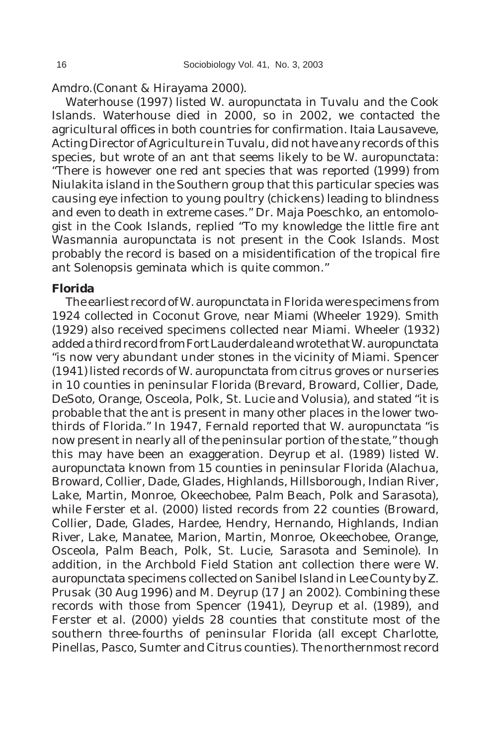Amdro.(Conant & Hirayama 2000).

Waterhouse (1997) listed *W. auropunctata* in Tuvalu and the Cook Islands. Waterhouse died in 2000, so in 2002, we contacted the agricultural offices in both countries for confirmation. Itaia Lausaveve, Acting Director of Agriculture in Tuvalu, did not have any records of this species, but wrote of an ant that seems likely to be *W. auropunctata*: "There is however one red ant species that was reported (1999) from Niulakita island in the Southern group that this particular species was causing eye infection to young poultry (chickens) leading to blindness and even to death in extreme cases." Dr. Maja Poeschko, an entomologist in the Cook Islands, replied "To my knowledge the little fire ant *Wasmannia auropunctata* is not present in the Cook Islands. Most probably the record is based on a misidentification of the tropical fire ant *Solenopsis geminata* which is quite common."

**Florida**

The earliest record of *W. auropunctata* in Florida were specimens from 1924 collected in Coconut Grove, near Miami (Wheeler 1929). Smith (1929) also received specimens collected near Miami. Wheeler (1932) added a third record from Fort Lauderdale and wrote that *W. auropunctata* "is now very abundant under stones in the vicinity of Miami. Spencer (1941) listed records of *W. auropunctata* from citrus groves or nurseries in 10 counties in peninsular Florida (Brevard, Broward, Collier, Dade, DeSoto, Orange, Osceola, Polk, St. Lucie and Volusia), and stated "it is probable that the ant is present in many other places in the lower two-thirds of Florida." In 1947, Fernald reported that *W. auropunctata* "is now present in nearly all of the peninsular portion of the state," though this may have been an exaggeration. Deyrup *et al.* (1989) listed *W. auropunctata* known from 15 counties in peninsular Florida (Alachua, Broward, Collier, Dade, Glades, Highlands, Hillsborough, Indian River, Lake, Martin, Monroe, Okeechobee, Palm Beach, Polk and Sarasota), while Ferster *et al.* (2000) listed records from 22 counties (Broward, Collier, Dade, Glades, Hardee, Hendry, Hernando, Highlands, Indian River, Lake, Manatee, Marion, Martin, Monroe, Okeechobee, Orange, Osceola, Palm Beach, Polk, St. Lucie, Sarasota and Seminole). In addition, in the Archbold Field Station ant collection there were *W. auropunctata* specimens collected on Sanibel Island in Lee County by Z. Prusak (30 Aug 1996) and M. Deyrup (17 Jan 2002). Combining these records with those from Spencer (1941), Deyrup *et al.* (1989), and Ferster *et al.* (2000) yields 28 counties that constitute most of the southern three-fourths of peninsular Florida (all except Charlotte, Pinellas, Pasco, Sumter and Citrus counties). The northernmost record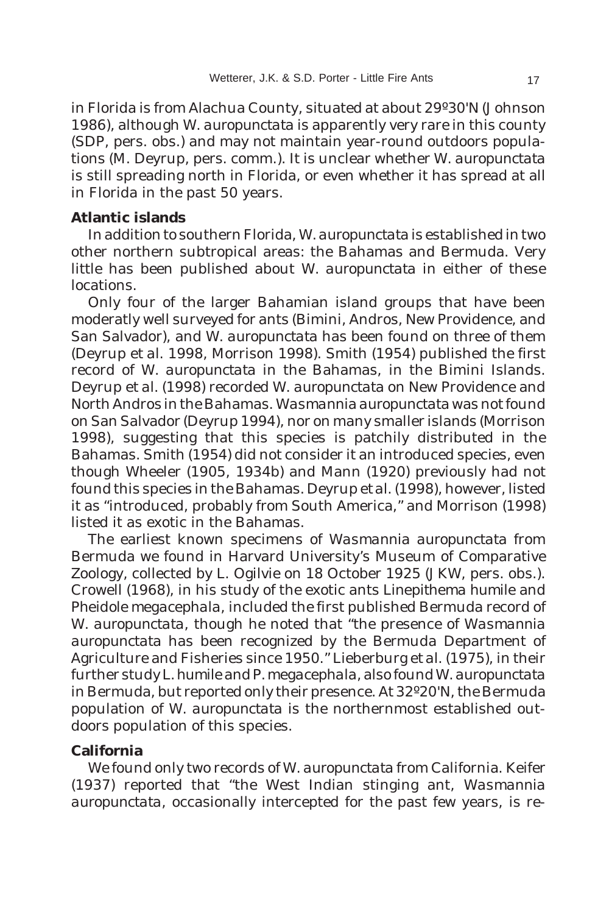in Florida is from Alachua County, situated at about 29º30'N (Johnson 1986), although *W. auropunctata* is apparently very rare in this county (SDP, pers. obs.) and may not maintain year-round outdoors populations (M. Deyrup, pers. comm.). It is unclear whether *W. auropunctata* is still spreading north in Florida, or even whether it has spread at all in Florida in the past 50 years.

### Atlantic islands

In addition to southern Florida, *W. auropunctata* is established in two other northern subtropical areas: the Bahamas and Bermuda. Very little has been published about *W. auropunctata* in either of these locations.

Only four of the larger Bahamian island groups that have been moderatly well surveyed for ants (Bimini, Andros, New Providence, and San Salvador), and *W. auropunctata* has been found on three of them (Deyrup et al. 1998, Morrison 1998). Smith (1954) published the first record of *W. auropunctata* in the Bahamas, in the Bimini Islands. Deyrup et al. (1998) recorded *W. auropunctata* on New Providence and North Andros in the Bahamas. *Wasmannia auropunctata* was not found on San Salvador (Deyrup 1994), nor on many smaller islands (Morrison 1998), suggesting that this species is patchily distributed in the Bahamas. Smith (1954) did not consider it an introduced species, even though Wheeler (1905, 1934b) and Mann (1920) previously had not found this species in the Bahamas. Deyrup et al. (1998), however, listed it as "introduced, probably from South America," and Morrison (1998) listed it as exotic in the Bahamas.

The earliest known specimens of *Wasmannia auropunctata* from Bermuda we found in Harvard University's Museum of Comparative Zoology, collected by L. Ogilvie on 18 October 1925 (JKW, pers. obs.). Crowell (1968), in his study of the exotic ants *Linepithema humile* and *Pheidole megacephala*, included the first published Bermuda record of *W. auropunctata*, though he noted that "the presence of *Wasmannia auropunctata* has been recognized by the Bermuda Department of Agriculture and Fisheries since 1950." Lieberburg et al. (1975), in their further study *L. humile* and *P. megacephala*, also found *W. auropunctata* in Bermuda, but reported only their presence. At 32º20'N, the Bermuda population of *W. auropunctata* is the northernmost established outdoors population of this species.

### California

We found only two records of *W. auropunctata* from California. Keifer (1937) reported that "the West Indian stinging ant, *Wasmannia auropunctata*, occasionally intercepted for the past few years, is re-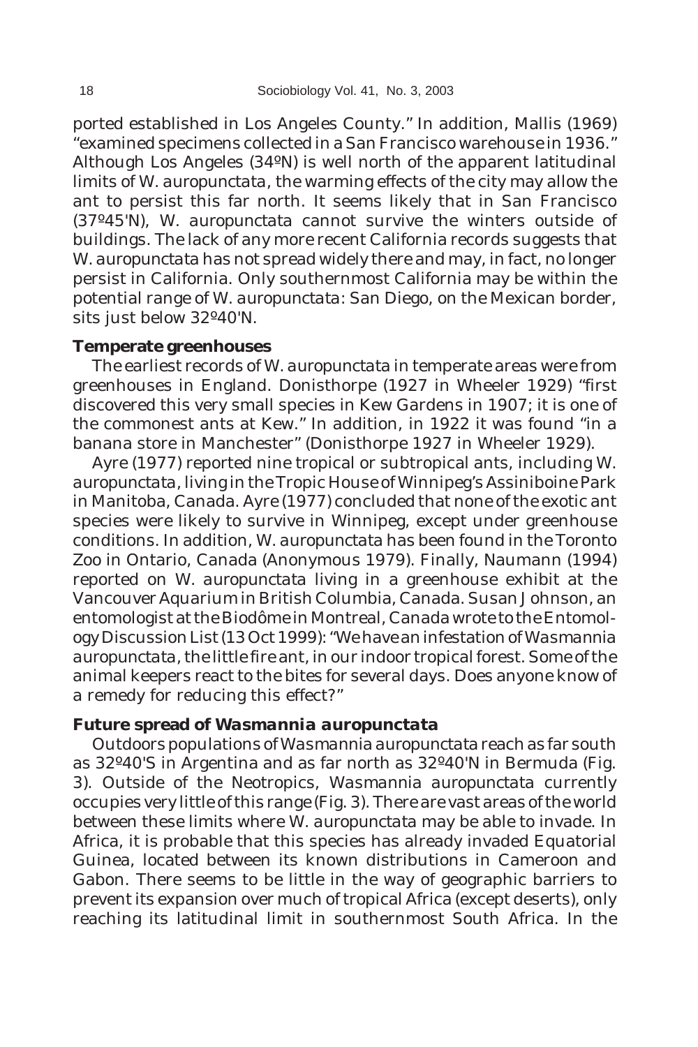ported established in Los Angeles County." In addition, Mallis (1969) "examined specimens collected in a San Francisco warehouse in 1936." Although Los Angeles (34ºN) is well north of the apparent latitudinal limits of *W. auropunctata*, the warming effects of the city may allow the ant to persist this far north. It seems likely that in San Francisco (37º45'N), *W. auropunctata* cannot survive the winters outside of buildings. The lack of any more recent California records suggests that *W. auropunctata* has not spread widely there and may, in fact, no longer persist in California. Only southernmost California may be within the potential range of *W. auropunctata*: San Diego, on the Mexican border, sits just below 32º40'N.

### Temperate greenhouses

The earliest records of *W. auropunctata* in temperate areas were from greenhouses in England. Donisthorpe (1927 in Wheeler 1929) "first discovered this very small species in Kew Gardens in 1907; it is one of the commonest ants at Kew." In addition, in 1922 it was found "in a banana store in Manchester" (Donisthorpe 1927 in Wheeler 1929).

Ayre (1977) reported nine tropical or subtropical ants, including *W. auropunctata*, living in the Tropic House of Winnipeg's Assiniboine Park in Manitoba, Canada. Ayre (1977) concluded that none of the exotic ant species were likely to survive in Winnipeg, except under greenhouse conditions. In addition, *W. auropunctata* has been found in the Toronto Zoo in Ontario, Canada (Anonymous 1979). Finally, Naumann (1994) reported on *W. auropunctata* living in a greenhouse exhibit at the Vancouver Aquarium in British Columbia, Canada. Susan Johnson, an entomologist at the Biodôme in Montreal, Canada wrote to the Entomology Discussion List (13 Oct 1999): "We have an infestation of *Wasmannia auropunctata*, the little fire ant, in our indoor tropical forest. Some of the animal keepers react to the bites for several days. Does anyone know of a remedy for reducing this effect?"

### Future spread of *Wasmannia auropunctata*

Outdoors populations of *Wasmannia auropunctata* reach as far south as 32º40'S in Argentina and as far north as 32º40'N in Bermuda (Fig. 3). Outside of the Neotropics, *Wasmannia auropunctata* currently occupies very little of this range (Fig. 3). There are vast areas of the world between these limits where *W. auropunctata* may be able to invade. In Africa, it is probable that this species has already invaded Equatorial Guinea, located between its known distributions in Cameroon and Gabon. There seems to be little in the way of geographic barriers to prevent its expansion over much of tropical Africa (except deserts), only reaching its latitudinal limit in southernmost South Africa. In the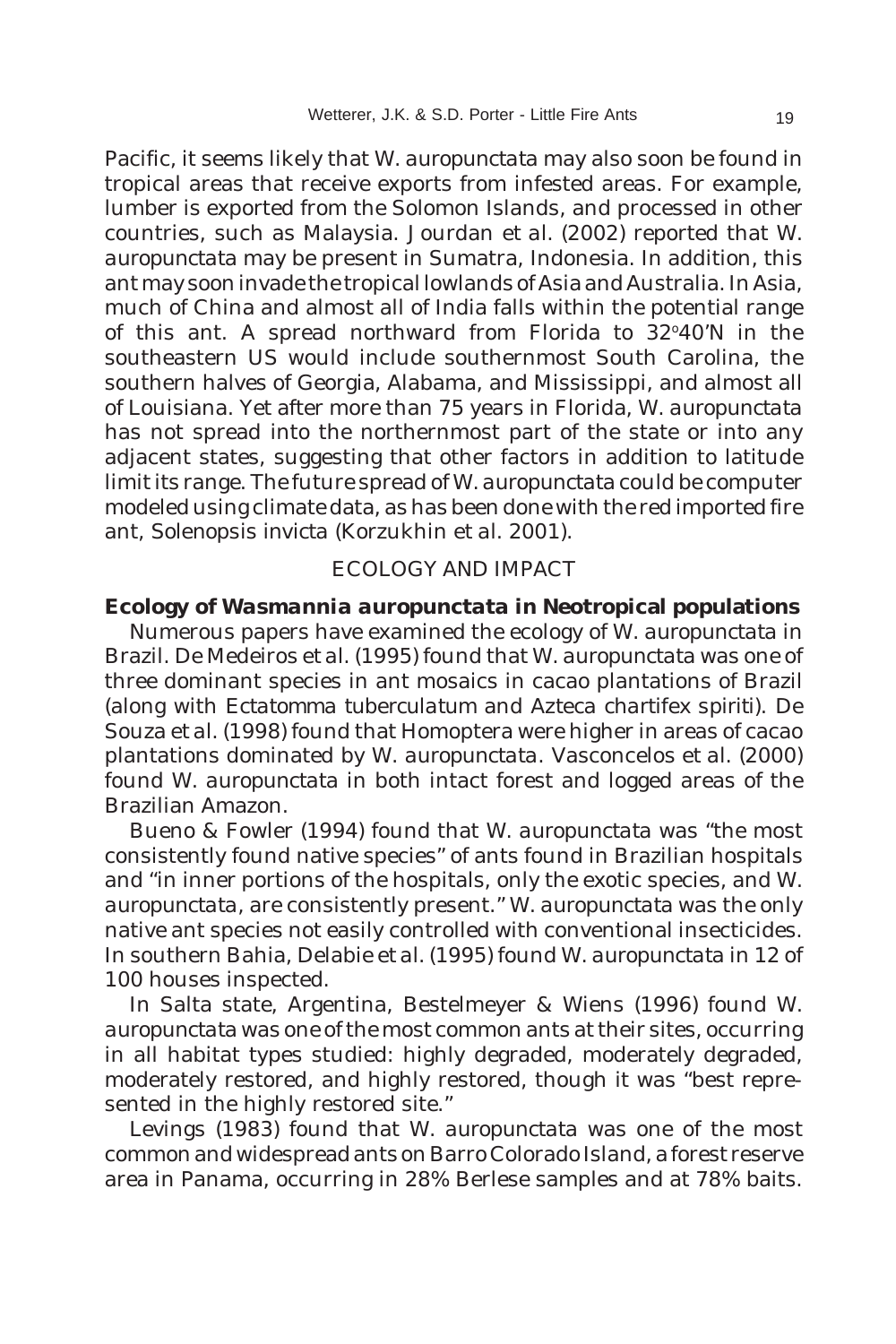Pacific, it seems likely that *W. auropunctata* may also soon be found in tropical areas that receive exports from infested areas. For example, lumber is exported from the Solomon Islands, and processed in other countries, such as Malaysia. Jourdan et al. (2002) reported that *W. auropunctata* may be present in Sumatra, Indonesia. In addition, this ant may soon invade the tropical lowlands of Asia and Australia. In Asia, much of China and almost all of India falls within the potential range of this ant. A spread northward from Florida to 32°40'N in the southeastern US would include southernmost South Carolina, the southern halves of Georgia, Alabama, and Mississippi, and almost all of Louisiana. Yet after more than 75 years in Florida, *W. auropunctata* has not spread into the northernmost part of the state or into any adjacent states, suggesting that other factors in addition to latitude limit its range. The future spread of *W. auropunctata* could be computer modeled using climate data, as has been done with the red imported fire ant, *Solenopsis invicta* (Korzukhin et al. 2001).

## ECOLOGY AND IMPACT

### Ecology of *Wasmannia auropunctata* in Neotropical populations

Numerous papers have examined the ecology of *W. auropunctata* in Brazil. De Medeiros et al. (1995) found that *W. auropunctata* was one of three dominant species in ant mosaics in cacao plantations of Brazil (along with *Ectatomma tuberculatum* and *Azteca chartifex spiriti*). De Souza et al. (1998) found that Homoptera were higher in areas of cacao plantations dominated by *W. auropunctata*. Vasconcelos et al. (2000) found *W. auropunctata* in both intact forest and logged areas of the Brazilian Amazon.

Bueno & Fowler (1994) found that *W. auropunctata* was "the most consistently found native species" of ants found in Brazilian hospitals and "in inner portions of the hospitals, only the exotic species, and *W. auropunctata*, are consistently present." *W. auropunctata* was the only native ant species not easily controlled with conventional insecticides. In southern Bahia, Delabie et al. (1995) found *W. auropunctata* in 12 of 100 houses inspected.

In Salta state, Argentina, Bestelmeyer & Wiens (1996) found *W. auropunctata* was one of the most common ants at their sites, occurring in all habitat types studied: highly degraded, moderately degraded, moderately restored, and highly restored, though it was "best represented in the highly restored site."

Levings (1983) found that *W. auropunctata* was one of the most common and widespread ants on Barro Colorado Island, a forest reserve area in Panama, occurring in 28% Berlese samples and at 78% baits.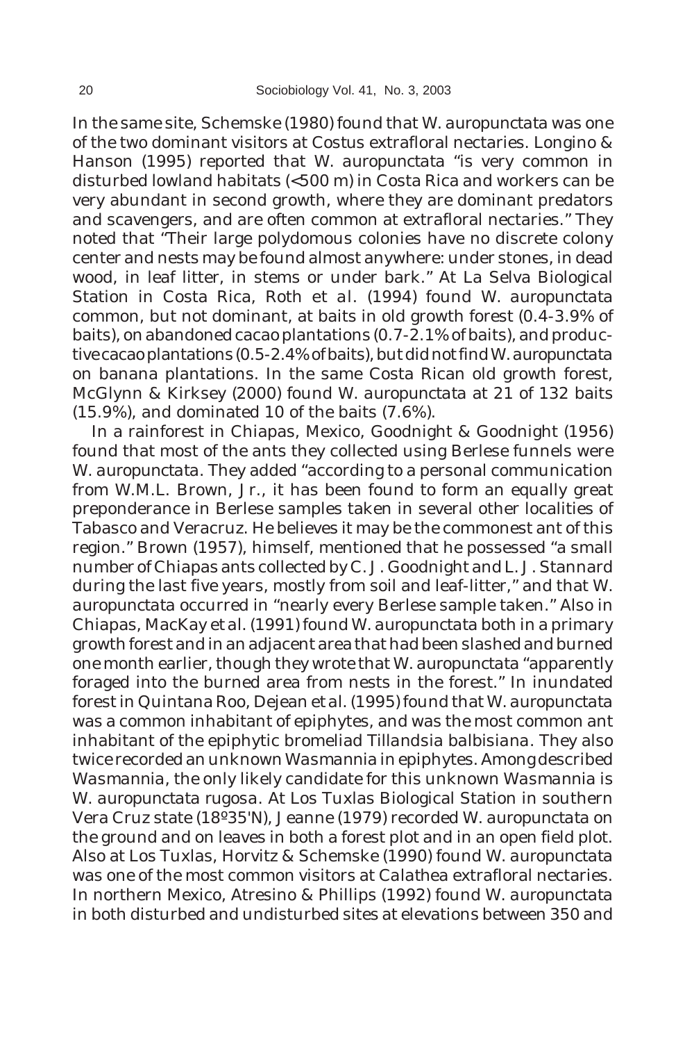In the same site, Schemske (1980) found that *W. auropunctata* was one of the two dominant visitors at *Costus* extrafloral nectaries. Longino & Hanson (1995) reported that *W. auropunctata* "is very common in disturbed lowland habitats (<500 m) in Costa Rica and workers can be very abundant in second growth, where they are dominant predators and scavengers, and are often common at extrafloral nectaries." They noted that "Their large polydomous colonies have no discrete colony center and nests may be found almost anywhere: under stones, in dead wood, in leaf litter, in stems or under bark." At La Selva Biological Station in Costa Rica, Roth *et al.* (1994) found *W. auropunctata* common, but not dominant, at baits in old growth forest (0.4-3.9% of baits), on abandoned cacao plantations (0.7-2.1% of baits), and productive cacao plantations (0.5-2.4% of baits), but did not find *W. auropunctata* on banana plantations. In the same Costa Rican old growth forest, McGlynn & Kirksey (2000) found *W. auropunctata* at 21 of 132 baits (15.9%), and dominated 10 of the baits (7.6%).

In a rainforest in Chiapas, Mexico, Goodnight & Goodnight (1956) found that most of the ants they collected using Berlese funnels were *W. auropunctata*. They added "according to a personal communication from W.M.L. Brown, Jr., it has been found to form an equally great preponderance in Berlese samples taken in several other localities of Tabasco and Veracruz. He believes it may be the commonest ant of this region." Brown (1957), himself, mentioned that he possessed "a small number of Chiapas ants collected by C. J. Goodnight and L. J. Stannard during the last five years, mostly from soil and leaf-litter," and that *W. auropunctata* occurred in "nearly every Berlese sample taken." Also in Chiapas, MacKay *et al.* (1991) found *W. auropunctata* both in a primary growth forest and in an adjacent area that had been slashed and burned one month earlier, though they wrote that *W. auropunctata* "apparently foraged into the burned area from nests in the forest." In inundated forest in Quintana Roo, Dejean *et al.* (1995) found that *W. auropunctata* was a common inhabitant of epiphytes, and was the most common ant inhabitant of the epiphytic bromeliad *Tillandsia balbisiana*. They also twice recorded an unknown *Wasmannia* in epiphytes. Among described *Wasmannia*, the only likely candidate for this unknown *Wasmannia* is *W. auropunctata rugosa*. At Los Tuxlas Biological Station in southern Vera Cruz state (18º35'N), Jeanne (1979) recorded *W. auropunctata* on the ground and on leaves in both a forest plot and in an open field plot. Also at Los Tuxlas, Horvitz & Schemske (1990) found *W. auropunctata* was one of the most common visitors at *Calathea* extrafloral nectaries. In northern Mexico, Atresino & Phillips (1992) found *W. auropunctata* in both disturbed and undisturbed sites at elevations between 350 and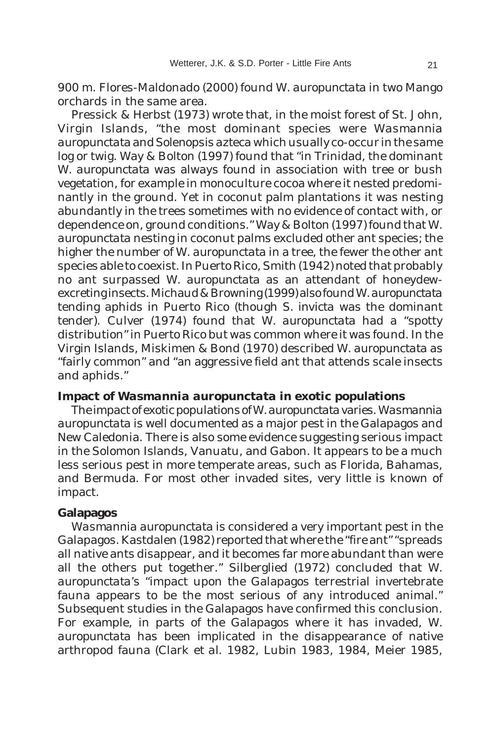900 m. Flores-Maldonado (2000) found *W. auropunctata* in two Mango orchards in the same area.

Pressick & Herbst (1973) wrote that, in the moist forest of St. John, Virgin Islands, "the most dominant species were *Wasmannia auropunctata* and *Solenopsis azteca* which usually co-occur in the same log or twig. Way & Bolton (1997) found that "in Trinidad, the dominant *W. auropunctata* was always found in association with tree or bush vegetation, for example in monoculture cocoa where it nested predominantly in the ground. Yet in coconut palm plantations it was nesting abundantly in the trees sometimes with no evidence of contact with, or dependence on, ground conditions." Way & Bolton (1997) found that *W. auropunctata* nesting in coconut palms excluded other ant species; the higher the number of *W. auropunctata* in a tree, the fewer the other ant species able to coexist. In Puerto Rico, Smith (1942) noted that probably no ant surpassed *W. auropunctata* as an attendant of honeydew-excreting insects. Michaud & Browning (1999) also found *W. auropunctata* tending aphids in Puerto Rico (though *S. invicta* was the dominant tender). Culver (1974) found that *W. auropunctata* had a "spotty distribution" in Puerto Rico but was common where it was found. In the Virgin Islands, Miskimen & Bond (1970) described *W. auropunctata* as "fairly common" and "an aggressive field ant that attends scale insects and aphids."

## Impact of *Wasmannia auropunctata* in exotic populations

The impact of exotic populations of *W. auropunctata* varies. *Wasmannia auropunctata* is well documented as a major pest in the Galapagos and New Caledonia. There is also some evidence suggesting serious impact in the Solomon Islands, Vanuatu, and Gabon. It appears to be a much less serious pest in more temperate areas, such as Florida, Bahamas, and Bermuda. For most other invaded sites, very little is known of impact.

### Galapagos

*Wasmannia auropunctata* is considered a very important pest in the Galapagos. Kastdalen (1982) reported that where the "fire ant" "spreads all native ants disappear, and it becomes far more abundant than were all the others put together." Silberglied (1972) concluded that *W. auropunctata*'s "impact upon the Galapagos terrestrial invertebrate fauna appears to be the most serious of any introduced animal." Subsequent studies in the Galapagos have confirmed this conclusion. For example, in parts of the Galapagos where it has invaded, *W. auropunctata* has been implicated in the disappearance of native arthropod fauna (Clark et al. 1982, Lubin 1983, 1984, Meier 1985,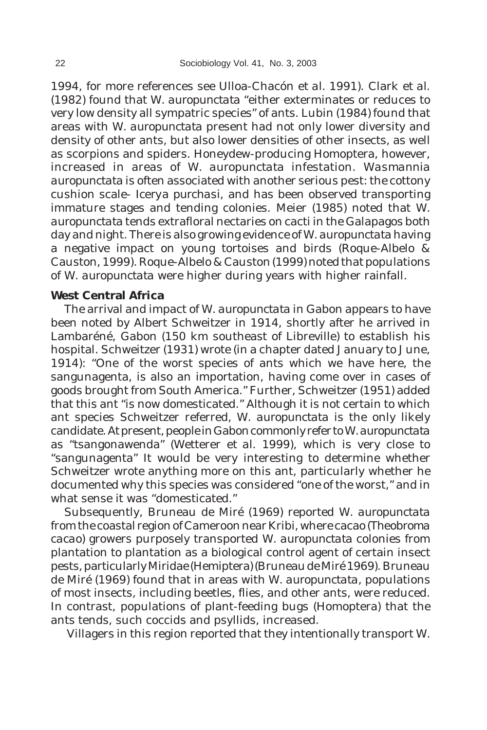1994, for more references see Ulloa-Chacón et al. 1991). Clark et al. (1982) found that *W. auropunctata* "either exterminates or reduces to very low density all sympatric species" of ants. Lubin (1984) found that areas with *W. auropunctata* present had not only lower diversity and density of other ants, but also lower densities of other insects, as well as scorpions and spiders. Honeydew-producing Homoptera, however, increased in areas of *W. auropunctata* infestation. *Wasmannia auropunctata* is often associated with another serious pest: the cottony cushion scale- *Icerya purchasi*, and has been observed transporting immature stages and tending colonies. Meier (1985) noted that *W. auropunctata* tends extrafloral nectaries on cacti in the Galapagos both day and night. There is also growing evidence of *W. auropunctata* having a negative impact on young tortoises and birds (Roque-Albelo & Causton, 1999). Roque-Albelo & Causton (1999) noted that populations of *W. auropunctata* were higher during years with higher rainfall.

### West Central Africa

The arrival and impact of *W. auropunctata* in Gabon appears to have been noted by Albert Schweitzer in 1914, shortly after he arrived in Lambaréné, Gabon (150 km southeast of Libreville) to establish his hospital. Schweitzer (1931) wrote (in a chapter dated January to June, 1914): "One of the worst species of ants which we have here, the sangunagenta, is also an importation, having come over in cases of goods brought from South America." Further, Schweitzer (1951) added that this ant "is now domesticated." Although it is not certain to which ant species Schweitzer referred, *W. auropunctata* is the only likely candidate. At present, people in Gabon commonly refer to *W. auropunctata* as "tsangonawenda" (Wetterer et al. 1999), which is very close to "sangunagenta" It would be very interesting to determine whether Schweitzer wrote anything more on this ant, particularly whether he documented why this species was considered "one of the worst," and in what sense it was "domesticated."

Subsequently, Bruneau de Miré (1969) reported *W. auropunctata* from the coastal region of Cameroon near Kribi, where cacao (*Theobroma cacao*) growers purposely transported *W. auropunctata* colonies from plantation to plantation as a biological control agent of certain insect pests, particularly Miridae (Hemiptera) (Bruneau de Miré 1969). Bruneau de Miré (1969) found that in areas with *W. auropunctata*, populations of most insects, including beetles, flies, and other ants, were reduced. In contrast, populations of plant-feeding bugs (Homoptera) that the ants tends, such coccids and psyllids, increased.

Villagers in this region reported that they intentionally transport *W.*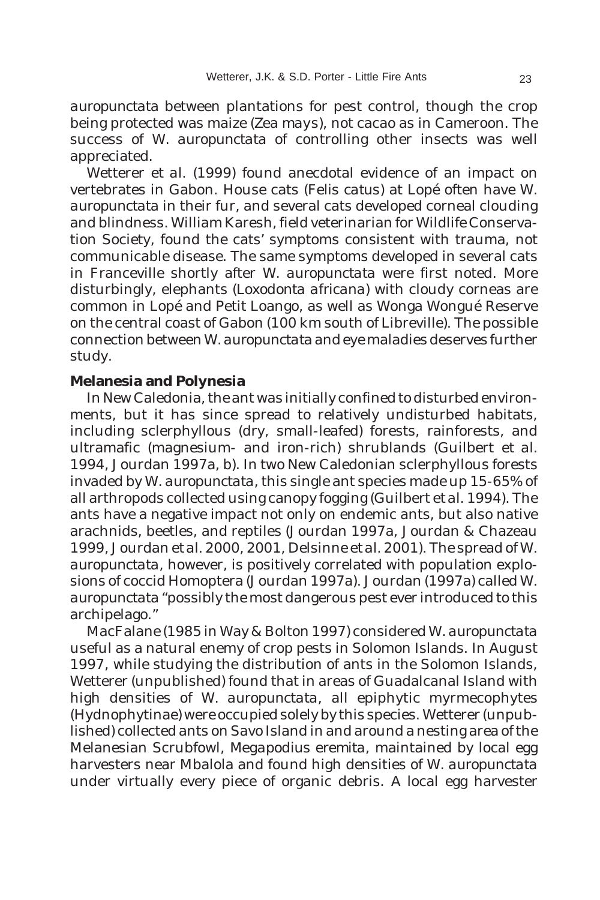auropunctata between plantations for pest control, though the crop being protected was maize (*Zea mays*), not cacao as in Cameroon. The success of *W. auropunctata* of controlling other insects was well appreciated.

Wetterer et al. (1999) found anecdotal evidence of an impact on vertebrates in Gabon. House cats (*Felis catus*) at Lopé often have *W. auropunctata* in their fur, and several cats developed corneal clouding and blindness. William Karesh, field veterinarian for Wildlife Conservation Society, found the cats' symptoms consistent with trauma, not communicable disease. The same symptoms developed in several cats in Franceville shortly after *W. auropunctata* were first noted. More disturbingly, elephants (*Loxodonta africana*) with cloudy corneas are common in Lopé and Petit Loango, as well as Wonga Wongué Reserve on the central coast of Gabon (100 km south of Libreville). The possible connection between *W. auropunctata* and eye maladies deserves further study.

### Melanesia and Polynesia

In New Caledonia, the ant was initially confined to disturbed environments, but it has since spread to relatively undisturbed habitats, including sclerphyllous (dry, small-leafed) forests, rainforests, and ultramafic (magnesium- and iron-rich) shrublands (Guilbert et al. 1994, Jourdan 1997a, b). In two New Caledonian sclerphyllous forests invaded by *W. auropunctata*, this single ant species made up 15-65% of all arthropods collected using canopy fogging (Guilbert et al. 1994). The ants have a negative impact not only on endemic ants, but also native arachnids, beetles, and reptiles (Jourdan 1997a, Jourdan & Chazeau 1999, Jourdan et al. 2000, 2001, Delsinne et al. 2001). The spread of *W. auropunctata*, however, is positively correlated with population explosions of coccid Homoptera (Jourdan 1997a). Jourdan (1997a) called *W. auropunctata* "possibly the most dangerous pest ever introduced to this archipelago."

MacFalane (1985 in Way & Bolton 1997) considered *W. auropunctata* useful as a natural enemy of crop pests in Solomon Islands. In August 1997, while studying the distribution of ants in the Solomon Islands, Wetterer (unpublished) found that in areas of Guadalcanal Island with high densities of *W. auropunctata*, all epiphytic myrmecophytes (Hydnophytinae) were occupied solely by this species. Wetterer (unpublished) collected ants on Savo Island in and around a nesting area of the Melanesian Scrubfowl, *Megapodius eremita*, maintained by local egg harvesters near Mbalola and found high densities of *W. auropunctata* under virtually every piece of organic debris. A local egg harvester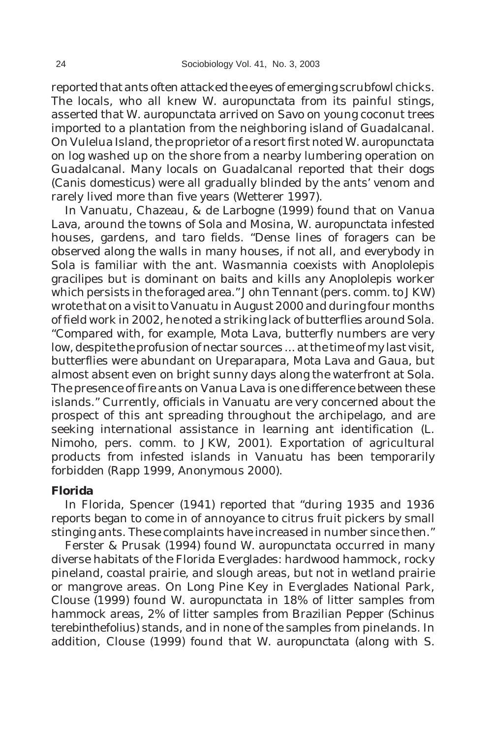reported that ants often attacked the eyes of emerging scrubfowl chicks. The locals, who all knew *W. auropunctata* from its painful stings, asserted that *W. auropunctata* arrived on Savo on young coconut trees imported to a plantation from the neighboring island of Guadalcanal. On Vulelua Island, the proprietor of a resort first noted *W. auropunctata* on log washed up on the shore from a nearby lumbering operation on Guadalcanal. Many locals on Guadalcanal reported that their dogs (*Canis domesticus*) were all gradually blinded by the ants' venom and rarely lived more than five years (Wetterer 1997).

In Vanuatu, Chazeau, & de Larbogne (1999) found that on Vanua Lava, around the towns of Sola and Mosina, *W. auropunctata* infested houses, gardens, and taro fields. "Dense lines of foragers can be observed along the walls in many houses, if not all, and everybody in Sola is familiar with the ant. *Wasmannia* coexists with *Anoplolepis gracilipes* but is dominant on baits and kills any *Anoplolepis* worker which persists in the foraged area." John Tennant (pers. comm. to JKW) wrote that on a visit to Vanuatu in August 2000 and during four months of field work in 2002, he noted a striking lack of butterflies around Sola. "Compared with, for example, Mota Lava, butterfly numbers are very low, despite the profusion of nectar sources ... at the time of my last visit, butterflies were abundant on Ureparapara, Mota Lava and Gaua, but almost absent even on bright sunny days along the waterfront at Sola. The presence of fire ants on Vanua Lava is one difference between these islands." Currently, officials in Vanuatu are very concerned about the prospect of this ant spreading throughout the archipelago, and are seeking international assistance in learning ant identification (L. Nimoho, pers. comm. to JKW, 2001). Exportation of agricultural products from infested islands in Vanuatu has been temporarily forbidden (Rapp 1999, Anonymous 2000).

## Florida

In Florida, Spencer (1941) reported that "during 1935 and 1936 reports began to come in of annoyance to citrus fruit pickers by small stinging ants. These complaints have increased in number since then."

Ferster & Prusak (1994) found *W. auropunctata* occurred in many diverse habitats of the Florida Everglades: hardwood hammock, rocky pineland, coastal prairie, and slough areas, but not in wetland prairie or mangrove areas. On Long Pine Key in Everglades National Park, Clouse (1999) found *W. auropunctata* in 18% of litter samples from hammock areas, 2% of litter samples from Brazilian Pepper (*Schinus terebinthefolius*) stands, and in none of the samples from pinelands. In addition, Clouse (1999) found that *W. auropunctata* (along with *S.*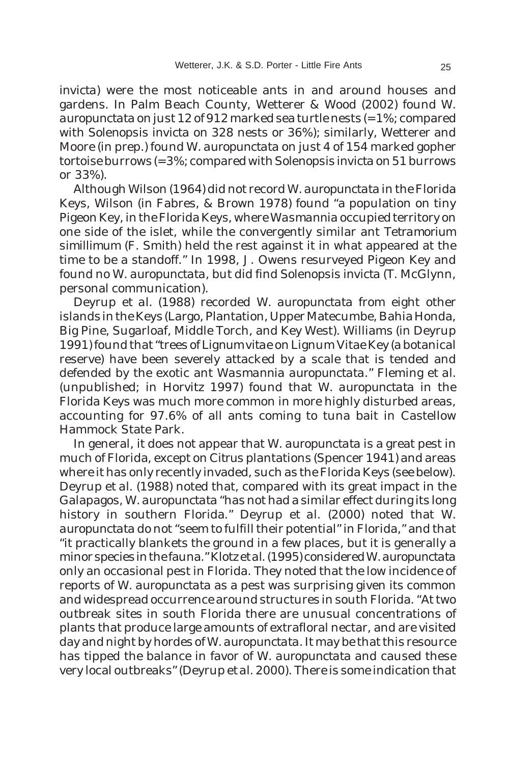invicta) were the most noticeable ants in and around houses and gardens. In Palm Beach County, Wetterer & Wood (2002) found W. auropunctata on just 12 of 912 marked sea turtle nests (=1%; compared with Solenopsis invicta on 328 nests or 36%); similarly, Wetterer and Moore (in prep.) found W. auropunctata on just 4 of 154 marked gopher tortoise burrows (=3%; compared with Solenopsis invicta on 51 burrows or 33%).

Although Wilson (1964) did not record W. auropunctata in the Florida Keys, Wilson (in Fabres, & Brown 1978) found "a population on tiny Pigeon Key, in the Florida Keys, where Wasmannia occupied territory on one side of the islet, while the convergently similar ant Tetramorium simillimum (F. Smith) held the rest against it in what appeared at the time to be a standoff." In 1998, J. Owens resurveyed Pigeon Key and found no W. auropunctata, but did find Solenopsis invicta (T. McGlynn, personal communication).

Deyrup et al. (1988) recorded W. auropunctata from eight other islands in the Keys (Largo, Plantation, Upper Matecumbe, Bahia Honda, Big Pine, Sugarloaf, Middle Torch, and Key West). Williams (in Deyrup 1991) found that "trees of Lignum vitae on Lignum Vitae Key (a botanical reserve) have been severely attacked by a scale that is tended and defended by the exotic ant Wasmannia auropunctata." Fleming et al. (unpublished; in Horvitz 1997) found that W. auropunctata in the Florida Keys was much more common in more highly disturbed areas, accounting for 97.6% of all ants coming to tuna bait in Castellow Hammock State Park.

In general, it does not appear that W. auropunctata is a great pest in much of Florida, except on Citrus plantations (Spencer 1941) and areas where it has only recently invaded, such as the Florida Keys (see below). Deyrup et al. (1988) noted that, compared with its great impact in the Galapagos, W. auropunctata "has not had a similar effect during its long history in southern Florida." Deyrup et al. (2000) noted that W. auropunctata do not "seem to fulfill their potential" in Florida," and that "it practically blankets the ground in a few places, but it is generally a minor species in the fauna." Klotz et al. (1995) considered W. auropunctata only an occasional pest in Florida. They noted that the low incidence of reports of W. auropunctata as a pest was surprising given its common and widespread occurrence around structures in south Florida. "At two outbreak sites in south Florida there are unusual concentrations of plants that produce large amounts of extrafloral nectar, and are visited day and night by hordes of W. auropunctata. It may be that this resource has tipped the balance in favor of W. auropunctata and caused these very local outbreaks" (Deyrup et al. 2000). There is some indication that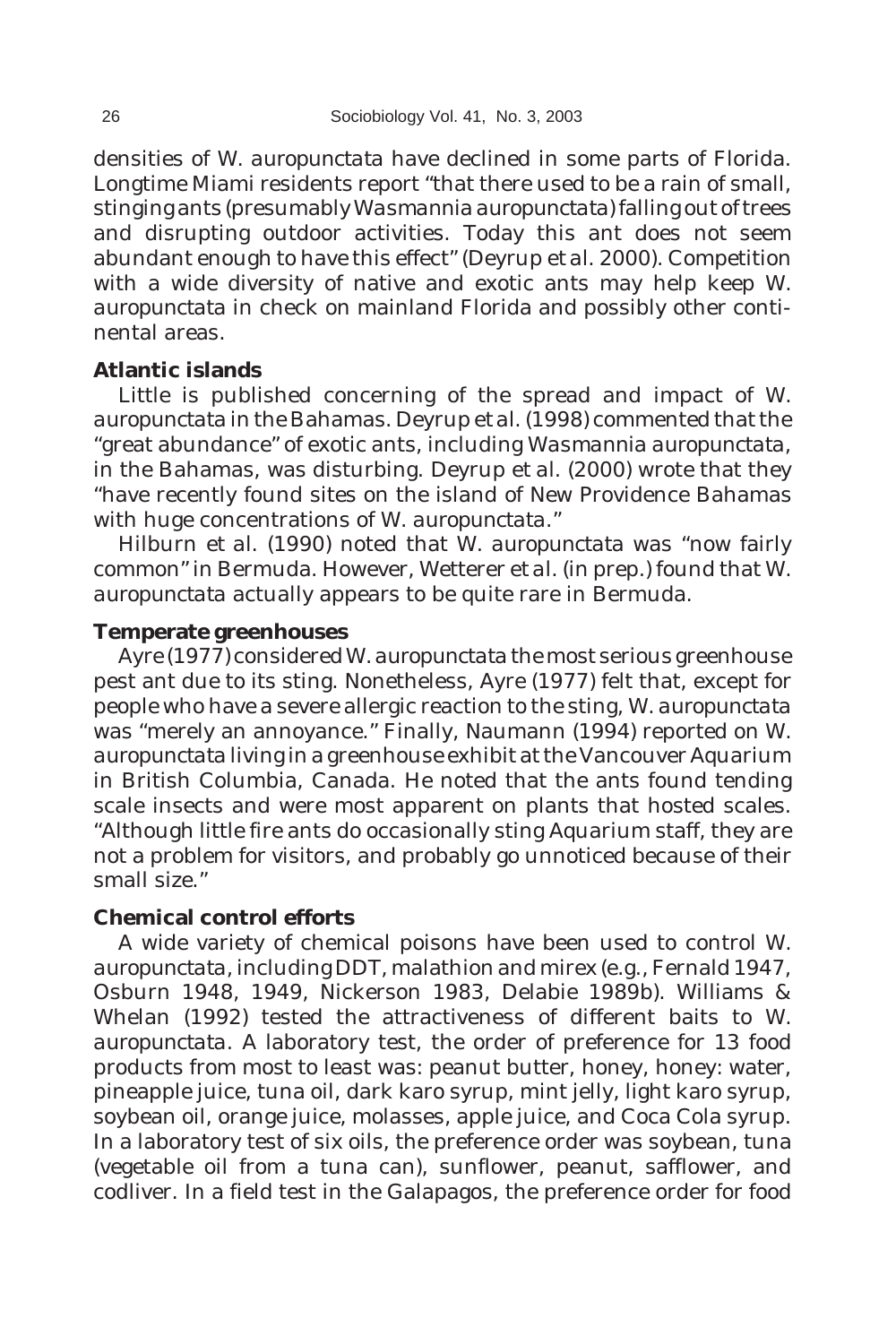densities of *W. auropunctata* have declined in some parts of Florida. Longtime Miami residents report "that there used to be a rain of small, stinging ants (presumably *Wasmannia auropunctata*) falling out of trees and disrupting outdoor activities. Today this ant does not seem abundant enough to have this effect" (Deyrup *et al.* 2000). Competition with a wide diversity of native and exotic ants may help keep *W. auropunctata* in check on mainland Florida and possibly other continental areas.

### Atlantic islands

Little is published concerning of the spread and impact of *W. auropunctata* in the Bahamas. Deyrup *et al.* (1998) commented that the "great abundance" of exotic ants, including *Wasmannia auropunctata*, in the Bahamas, was disturbing. Deyrup et al. (2000) wrote that they "have recently found sites on the island of New Providence Bahamas with huge concentrations of *W. auropunctata*."

Hilburn et al. (1990) noted that *W. auropunctata* was "now fairly common" in Bermuda. However, Wetterer *et al.* (in prep.) found that *W. auropunctata* actually appears to be quite rare in Bermuda.

### Temperate greenhouses

Ayre (1977) considered *W. auropunctata* the most serious greenhouse pest ant due to its sting. Nonetheless, Ayre (1977) felt that, except for people who have a severe allergic reaction to the sting, *W. auropunctata* was "merely an annoyance." Finally, Naumann (1994) reported on *W. auropunctata* living in a greenhouse exhibit at the Vancouver Aquarium in British Columbia, Canada. He noted that the ants found tending scale insects and were most apparent on plants that hosted scales. "Although little fire ants do occasionally sting Aquarium staff, they are not a problem for visitors, and probably go unnoticed because of their small size."

### Chemical control efforts

A wide variety of chemical poisons have been used to control *W. auropunctata*, including DDT, malathion and mirex (e.g., Fernald 1947, Osburn 1948, 1949, Nickerson 1983, Delabie 1989b). Williams & Whelan (1992) tested the attractiveness of different baits to *W. auropunctata*. A laboratory test, the order of preference for 13 food products from most to least was: peanut butter, honey, honey: water, pineapple juice, tuna oil, dark karo syrup, mint jelly, light karo syrup, soybean oil, orange juice, molasses, apple juice, and Coca Cola syrup. In a laboratory test of six oils, the preference order was soybean, tuna (vegetable oil from a tuna can), sunflower, peanut, safflower, and codliver. In a field test in the Galapagos, the preference order for food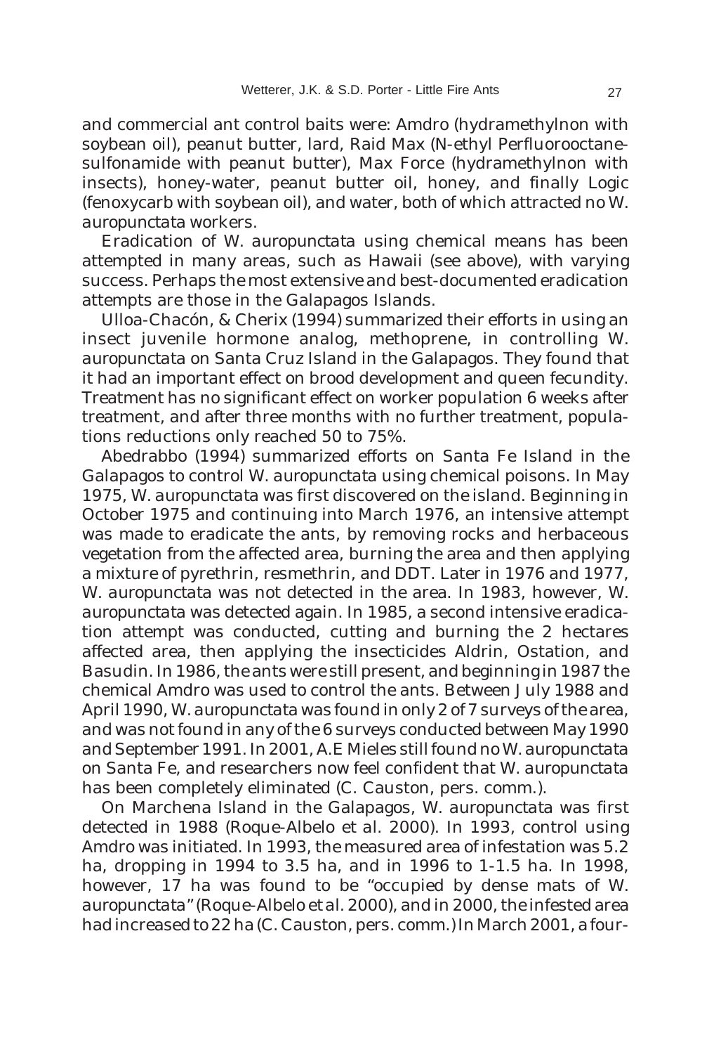and commercial ant control baits were: Amdro (hydramethylnon with soybean oil), peanut butter, lard, Raid Max (N-ethyl Perfluorooctanesulfonamide with peanut butter), Max Force (hydramethylnon with insects), honey-water, peanut butter oil, honey, and finally Logic (fenoxycarb with soybean oil), and water, both of which attracted no *W. auropunctata* workers.

Eradication of *W. auropunctata* using chemical means has been attempted in many areas, such as Hawaii (see above), with varying success. Perhaps the most extensive and best-documented eradication attempts are those in the Galapagos Islands.

Ulloa-Chacón, & Cherix (1994) summarized their efforts in using an insect juvenile hormone analog, methoprene, in controlling *W. auropunctata* on Santa Cruz Island in the Galapagos. They found that it had an important effect on brood development and queen fecundity. Treatment has no significant effect on worker population 6 weeks after treatment, and after three months with no further treatment, populations reductions only reached 50 to 75%.

Abedrabbo (1994) summarized efforts on Santa Fe Island in the Galapagos to control *W. auropunctata* using chemical poisons. In May 1975, *W. auropunctata* was first discovered on the island. Beginning in October 1975 and continuing into March 1976, an intensive attempt was made to eradicate the ants, by removing rocks and herbaceous vegetation from the affected area, burning the area and then applying a mixture of pyrethrin, resmethrin, and DDT. Later in 1976 and 1977, *W. auropunctata* was not detected in the area. In 1983, however, *W. auropunctata* was detected again. In 1985, a second intensive eradication attempt was conducted, cutting and burning the 2 hectares affected area, then applying the insecticides Aldrin, Ostation, and Basudin. In 1986, the ants were still present, and beginning in 1987 the chemical Amdro was used to control the ants. Between July 1988 and April 1990, *W. auropunctata* was found in only 2 of 7 surveys of the area, and was not found in any of the 6 surveys conducted between May 1990 and September 1991. In 2001, A.E Mieles still found no *W. auropunctata* on Santa Fe, and researchers now feel confident that *W. auropunctata* has been completely eliminated (C. Causton, pers. comm.).

On Marchena Island in the Galapagos, *W. auropunctata* was first detected in 1988 (Roque-Albelo et al. 2000). In 1993, control using Amdro was initiated. In 1993, the measured area of infestation was 5.2 ha, dropping in 1994 to 3.5 ha, and in 1996 to 1-1.5 ha. In 1998, however, 17 ha was found to be "occupied by dense mats of *W. auropunctata*" (Roque-Albelo et al. 2000), and in 2000, the infested area had increased to 22 ha (C. Causton, pers. comm.) In March 2001, a four-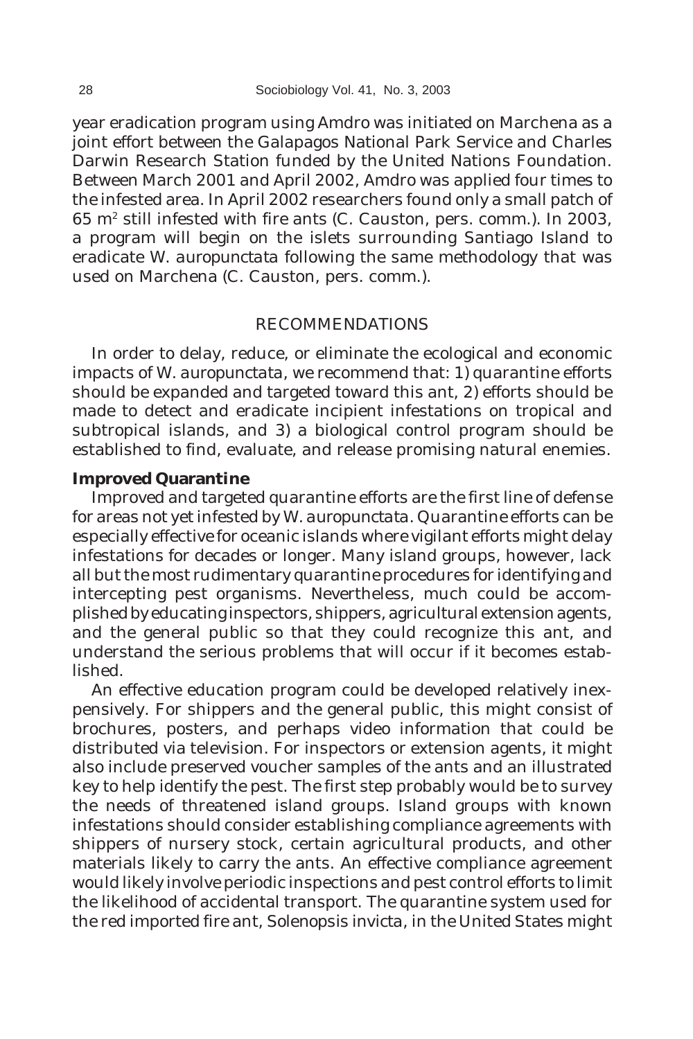year eradication program using Amdro was initiated on Marchena as a joint effort between the Galapagos National Park Service and Charles Darwin Research Station funded by the United Nations Foundation. Between March 2001 and April 2002, Amdro was applied four times to the infested area. In April 2002 researchers found only a small patch of 65 $m^2$ still infested with fire ants (C. Causton, pers. comm.). In 2003, a program will begin on the islets surrounding Santiago Island to eradicate W. auropunctata following the same methodology that was used on Marchena (C. Causton, pers. comm.).

## RECOMMENDATIONS

In order to delay, reduce, or eliminate the ecological and economic impacts of W. auropunctata, we recommend that: 1) quarantine efforts should be expanded and targeted toward this ant, 2) efforts should be made to detect and eradicate incipient infestations on tropical and subtropical islands, and 3) a biological control program should be established to find, evaluate, and release promising natural enemies.

### Improved Quarantine

Improved and targeted quarantine efforts are the first line of defense for areas not yet infested by W. auropunctata. Quarantine efforts can be especially effective for oceanic islands where vigilant efforts might delay infestations for decades or longer. Many island groups, however, lack all but the most rudimentary quarantine procedures for identifying and intercepting pest organisms. Nevertheless, much could be accomplished by educating inspectors, shippers, agricultural extension agents, and the general public so that they could recognize this ant, and understand the serious problems that will occur if it becomes established.

An effective education program could be developed relatively inexpensively. For shippers and the general public, this might consist of brochures, posters, and perhaps video information that could be distributed via television. For inspectors or extension agents, it might also include preserved voucher samples of the ants and an illustrated key to help identify the pest. The first step probably would be to survey the needs of threatened island groups. Island groups with known infestations should consider establishing compliance agreements with shippers of nursery stock, certain agricultural products, and other materials likely to carry the ants. An effective compliance agreement would likely involve periodic inspections and pest control efforts to limit the likelihood of accidental transport. The quarantine system used for the red imported fire ant, Solenopsis invicta, in the United States might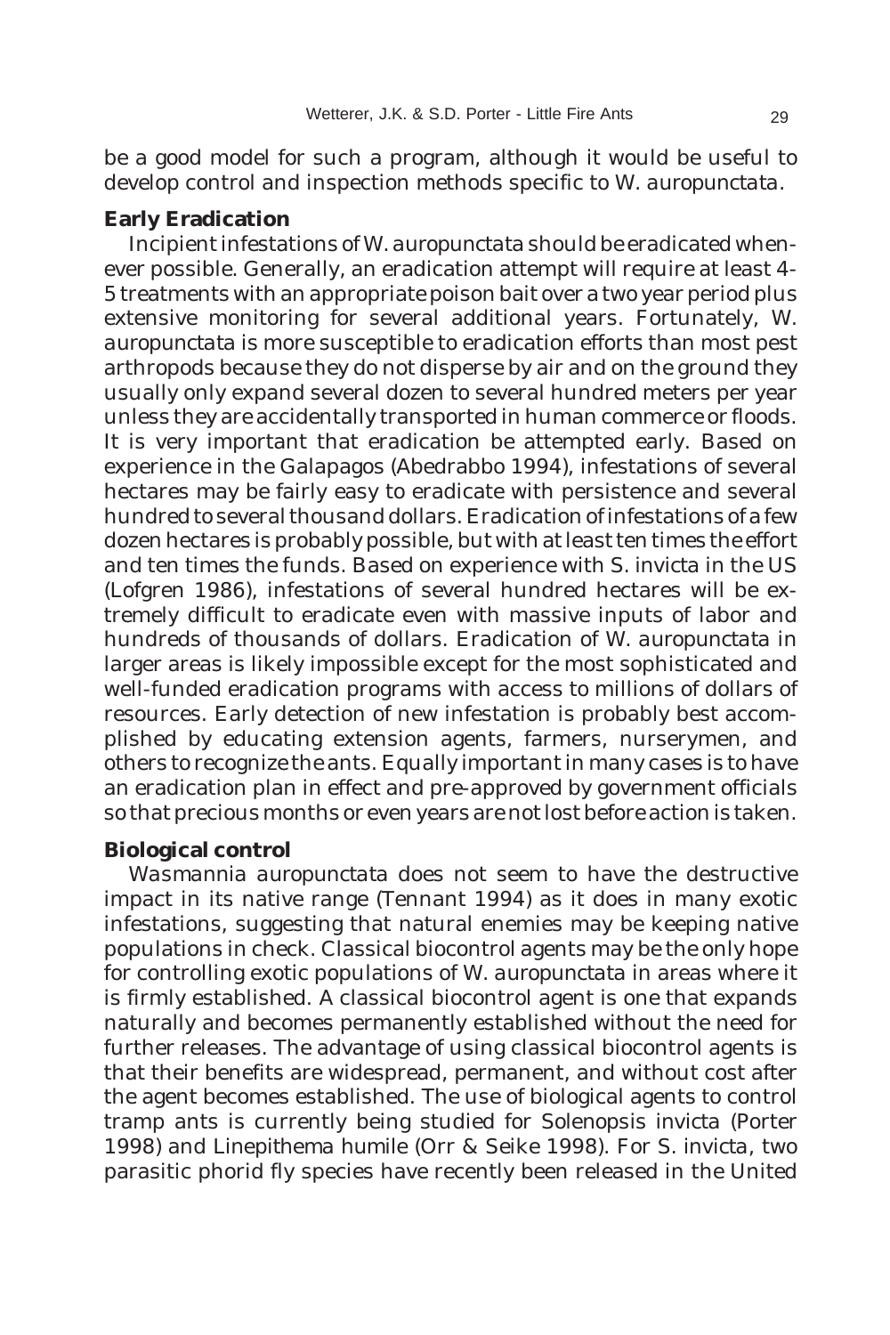be a good model for such a program, although it would be useful to develop control and inspection methods specific to *W. auropunctata*.

### Early Eradication

Incipient infestations of *W. auropunctata* should be eradicated whenever possible. Generally, an eradication attempt will require at least 4-5 treatments with an appropriate poison bait over a two year period plus extensive monitoring for several additional years. Fortunately, *W. auropunctata* is more susceptible to eradication efforts than most pest arthropods because they do not disperse by air and on the ground they usually only expand several dozen to several hundred meters per year unless they are accidentally transported in human commerce or floods. It is very important that eradication be attempted early. Based on experience in the Galapagos (Abedrabbo 1994), infestations of several hectares may be fairly easy to eradicate with persistence and several hundred to several thousand dollars. Eradication of infestations of a few dozen hectares is probably possible, but with at least ten times the effort and ten times the funds. Based on experience with *S. invicta* in the US (Lofgren 1986), infestations of several hundred hectares will be extremely difficult to eradicate even with massive inputs of labor and hundreds of thousands of dollars. Eradication of *W. auropunctata* in larger areas is likely impossible except for the most sophisticated and well-funded eradication programs with access to millions of dollars of resources. Early detection of new infestation is probably best accomplished by educating extension agents, farmers, nurserymen, and others to recognize the ants. Equally important in many cases is to have an eradication plan in effect and pre-approved by government officials so that precious months or even years are not lost before action is taken.

### Biological control

*Wasmannia auropunctata* does not seem to have the destructive impact in its native range (Tennant 1994) as it does in many exotic infestations, suggesting that natural enemies may be keeping native populations in check. Classical biocontrol agents may be the only hope for controlling exotic populations of *W. auropunctata* in areas where it is firmly established. A classical biocontrol agent is one that expands naturally and becomes permanently established without the need for further releases. The advantage of using classical biocontrol agents is that their benefits are widespread, permanent, and without cost after the agent becomes established. The use of biological agents to control tramp ants is currently being studied for *Solenopsis invicta* (Porter 1998) and *Linepithema humile* (Orr & Seike 1998). For *S. invicta*, two parasitic phorid fly species have recently been released in the United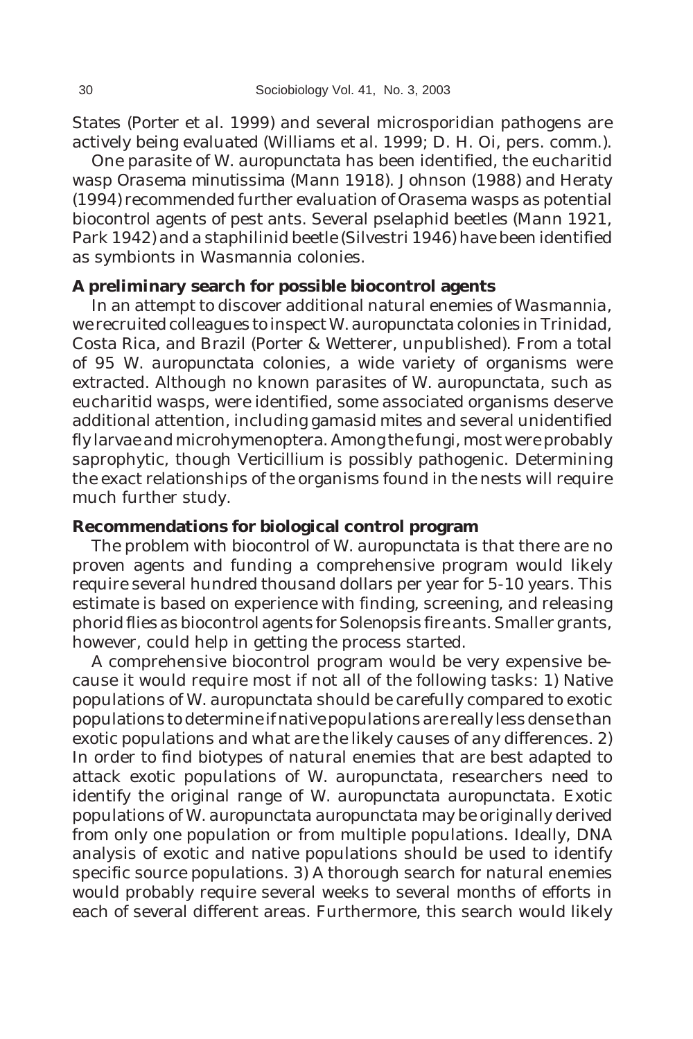States (Porter et al. 1999) and several microsporidian pathogens are actively being evaluated (Williams et al. 1999; D. H. Oi, pers. comm.).

One parasite of *W. auropunctata* has been identified, the eucharitid wasp *Orasema minutissima* (Mann 1918). Johnson (1988) and Heraty (1994) recommended further evaluation of *Orasema* wasps as potential biocontrol agents of pest ants. Several pselaphid beetles (Mann 1921, Park 1942) and a staphilinid beetle (Silvestri 1946) have been identified as symbionts in *Wasmannia* colonies.

### A preliminary search for possible biocontrol agents

In an attempt to discover additional natural enemies of *Wasmannia*, we recruited colleagues to inspect *W. auropunctata* colonies in Trinidad, Costa Rica, and Brazil (Porter & Wetterer, unpublished). From a total of 95 *W. auropunctata* colonies, a wide variety of organisms were extracted. Although no known parasites of *W. auropunctata*, such as eucharitid wasps, were identified, some associated organisms deserve additional attention, including gamasid mites and several unidentified fly larvae and microhymenoptera. Among the fungi, most were probably saprophytic, though *Verticillium* is possibly pathogenic. Determining the exact relationships of the organisms found in the nests will require much further study.

### Recommendations for biological control program

The problem with biocontrol of *W. auropunctata* is that there are no proven agents and funding a comprehensive program would likely require several hundred thousand dollars per year for 5-10 years. This estimate is based on experience with finding, screening, and releasing phorid flies as biocontrol agents for *Solenopsis* fire ants. Smaller grants, however, could help in getting the process started.

A comprehensive biocontrol program would be very expensive because it would require most if not all of the following tasks: 1) Native populations of *W. auropunctata* should be carefully compared to exotic populations to determine if native populations are really less dense than exotic populations and what are the likely causes of any differences. 2) In order to find biotypes of natural enemies that are best adapted to attack exotic populations of *W. auropunctata*, researchers need to identify the original range of *W. auropunctata auropunctata*. Exotic populations of *W. auropunctata auropunctata* may be originally derived from only one population or from multiple populations. Ideally, DNA analysis of exotic and native populations should be used to identify specific source populations. 3) A thorough search for natural enemies would probably require several weeks to several months of efforts in each of several different areas. Furthermore, this search would likely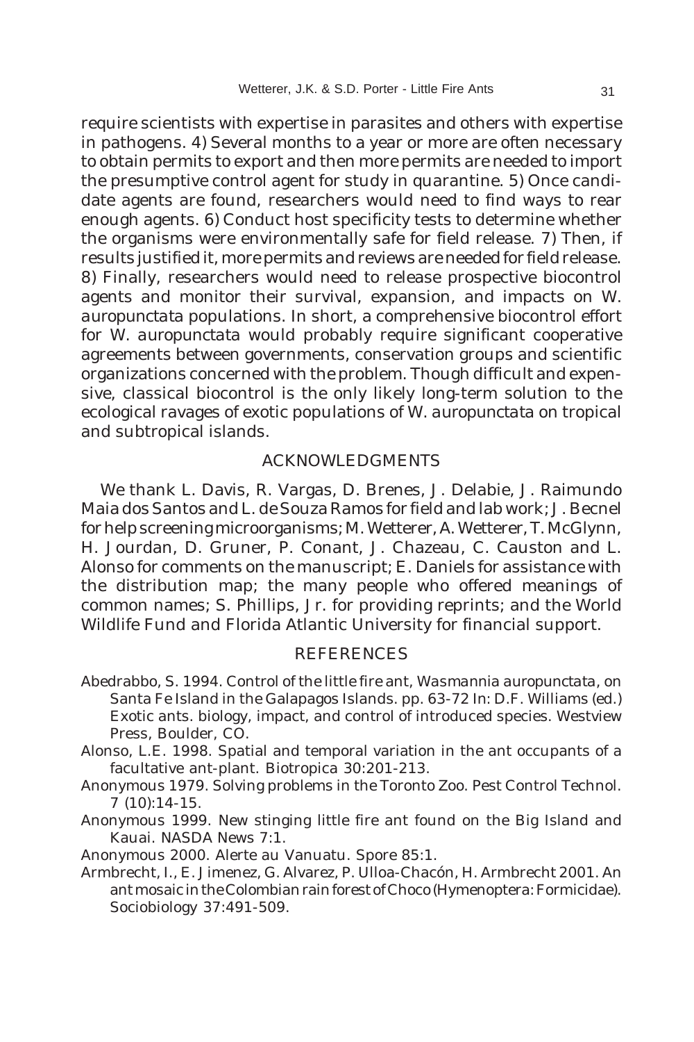require scientists with expertise in parasites and others with expertise in pathogens. 4) Several months to a year or more are often necessary to obtain permits to export and then more permits are needed to import the presumptive control agent for study in quarantine. 5) Once candidate agents are found, researchers would need to find ways to rear enough agents. 6) Conduct host specificity tests to determine whether the organisms were environmentally safe for field release. 7) Then, if results justified it, more permits and reviews are needed for field release. 8) Finally, researchers would need to release prospective biocontrol agents and monitor their survival, expansion, and impacts on *W. auropunctata* populations. In short, a comprehensive biocontrol effort for *W. auropunctata* would probably require significant cooperative agreements between governments, conservation groups and scientific organizations concerned with the problem. Though difficult and expensive, classical biocontrol is the only likely long-term solution to the ecological ravages of exotic populations of *W. auropunctata* on tropical and subtropical islands.

## ACKNOWLEDGMENTS

We thank L. Davis, R. Vargas, D. Brenes, J. Delabie, J. Raimundo Maia dos Santos and L. de Souza Ramos for field and lab work; J. Becnel for help screening microorganisms; M. Wetterer, A. Wetterer, T. McGlynn, H. Jourdan, D. Gruner, P. Conant, J. Chazeau, C. Causton and L. Alonso for comments on the manuscript; E. Daniels for assistance with the distribution map; the many people who offered meanings of common names; S. Phillips, Jr. for providing reprints; and the World Wildlife Fund and Florida Atlantic University for financial support.

## REFERENCES

Abedrabbo, S. 1994. Control of the little fire ant, *Wasmannia auropunctata*, on Santa Fe Island in the Galapagos Islands. pp. 63-72 In: D.F. Williams (ed.) Exotic ants. biology, impact, and control of introduced species. Westview Press, Boulder, CO.

Alonso, L.E. 1998. Spatial and temporal variation in the ant occupants of a facultative ant-plant. Biotropica 30:201-213.

Anonymous 1979. Solving problems in the Toronto Zoo. Pest Control Technol. 7 (10):14-15.

Anonymous 1999. New stinging little fire ant found on the Big Island and Kauai. NASDA News 7:1.

Anonymous 2000. Alerte au Vanuatu. Spore 85:1.

Armbrecht, I., E. Jimenez, G. Alvarez, P. Ulloa-Chacón, H. Armbrecht 2001. An ant mosaic in the Colombian rain forest of Choco (Hymenoptera: Formicidae). Sociobiology 37:491-509.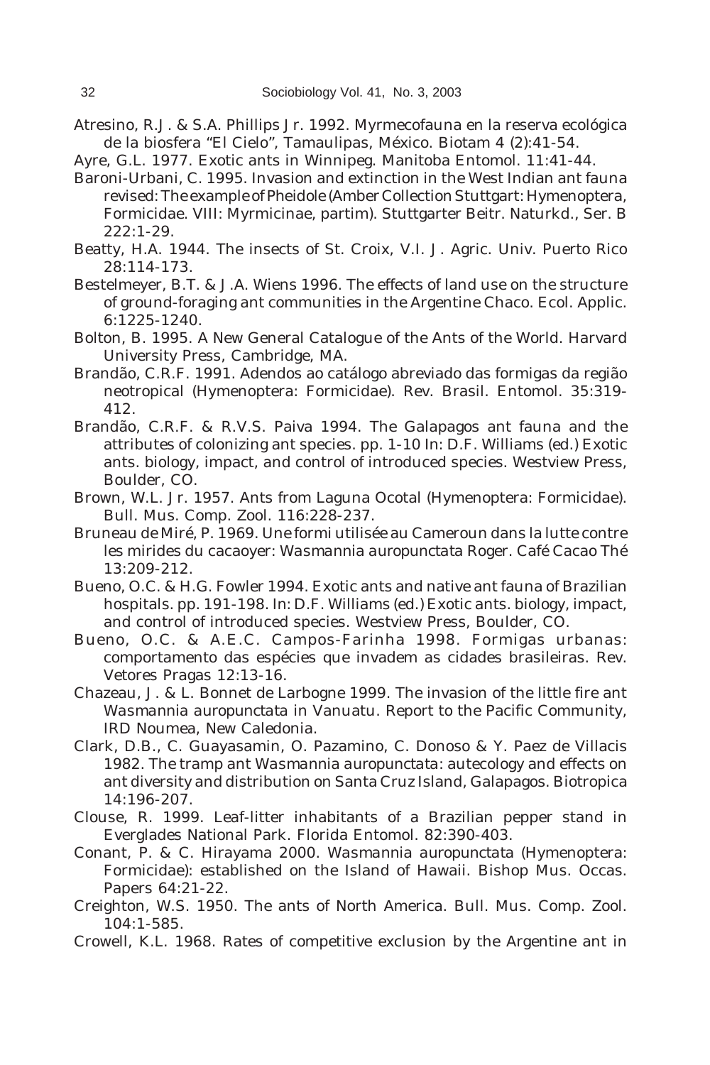Atresino, R.J. & S.A. Phillips Jr. 1992. Myrmecofauna en la reserva ecológica de la biosfera "El Cielo", Tamaulipas, México. Biotam 4 (2):41-54.

Ayre, G.L. 1977. Exotic ants in Winnipeg. Manitoba Entomol. 11:41-44.

Baroni-Urbani, C. 1995. Invasion and extinction in the West Indian ant fauna revised: The example of *Pheidole* (Amber Collection Stuttgart: Hymenoptera, Formicidae. VIII: Myrmicinae, partim). Stuttgarter Beitr. Naturkd., Ser. B 222:1-29.

Beatty, H.A. 1944. The insects of St. Croix, V.I. J. Agric. Univ. Puerto Rico 28:114-173.

Bestelmeyer, B.T. & J.A. Wiens 1996. The effects of land use on the structure of ground-foraging ant communities in the Argentine Chaco. Ecol. Applic. 6:1225-1240.

Bolton, B. 1995. A New General Catalogue of the Ants of the World. Harvard University Press, Cambridge, MA.

Brandão, C.R.F. 1991. Adendos ao catálogo abreviado das formigas da região neotropical (Hymenoptera: Formicidae). Rev. Brasil. Entomol. 35:319-412.

Brandão, C.R.F. & R.V.S. Paiva 1994. The Galapagos ant fauna and the attributes of colonizing ant species. pp. 1-10 In: D.F. Williams (ed.) Exotic ants. biology, impact, and control of introduced species. Westview Press, Boulder, CO.

Brown, W.L. Jr. 1957. Ants from Laguna Ocotal (Hymenoptera: Formicidae). Bull. Mus. Comp. Zool. 116:228-237.

Bruneau de Miré, P. 1969. Une formi utilisée au Cameroun dans la lutte contre les mirides du cacaoyer: *Wasmannia auropunctata* Roger. Café Cacao Thé 13:209-212.

Bueno, O.C. & H.G. Fowler 1994. Exotic ants and native ant fauna of Brazilian hospitals. pp. 191-198. In: D.F. Williams (ed.) Exotic ants. biology, impact, and control of introduced species. Westview Press, Boulder, CO.

Bueno, O.C. & A.E.C. Campos-Farinha 1998. Formigas urbanas: comportamento das espécies que invadem as cidades brasileiras. Rev. Vetores Pragas 12:13-16.

Chazeau, J. & L. Bonnet de Larbogne 1999. The invasion of the little fire ant *Wasmannia auropunctata* in Vanuatu. Report to the Pacific Community, IRD Noumea, New Caledonia.

Clark, D.B., C. Guayasamin, O. Pazamino, C. Donoso & Y. Paez de Villacis 1982. The tramp ant *Wasmannia auropunctata*: autecology and effects on ant diversity and distribution on Santa Cruz Island, Galapagos. Biotropica 14:196-207.

Clouse, R. 1999. Leaf-litter inhabitants of a Brazilian pepper stand in Everglades National Park. Florida Entomol. 82:390-403.

Conant, P. & C. Hirayama 2000. *Wasmannia auropunctata* (Hymenoptera: Formicidae): established on the Island of Hawaii. Bishop Mus. Occas. Papers 64:21-22.

Creighton, W.S. 1950. The ants of North America. Bull. Mus. Comp. Zool. 104:1-585.

Crowell, K.L. 1968. Rates of competitive exclusion by the Argentine ant in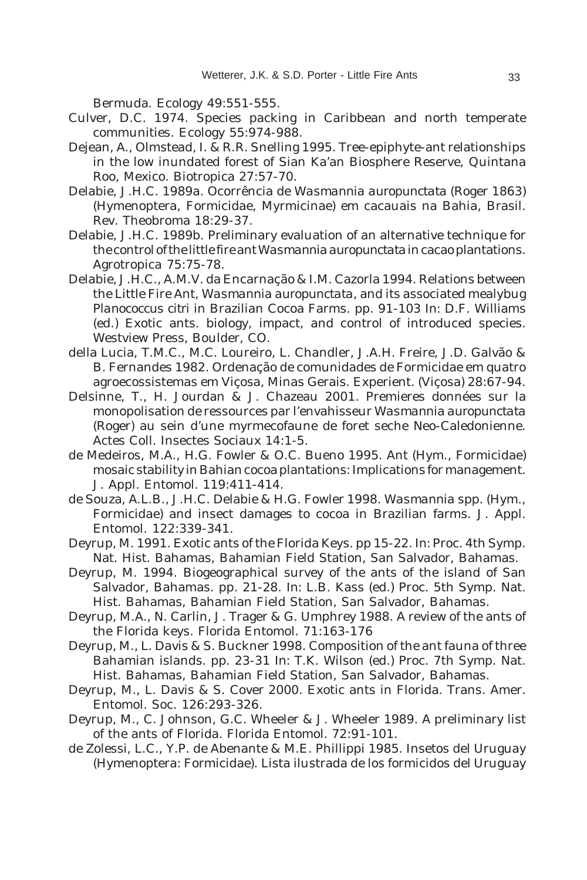Bermuda. Ecology 49:551-555.

Culver, D.C. 1974. Species packing in Caribbean and north temperate communities. Ecology 55:974-988.

Dejean, A., Olmstead, I. & R.R. Snelling 1995. Tree-epiphyte-ant relationships in the low inundated forest of Sian Ka'an Biosphere Reserve, Quintana Roo, Mexico. Biotropica 27:57-70.

Delabie, J.H.C. 1989a. Ocorrência de *Wasmannia auropunctata* (Roger 1863) (Hymenoptera, Formicidae, Myrmicinae) em cacauais na Bahia, Brasil. Rev. Theobroma 18:29-37.

Delabie, J.H.C. 1989b. Preliminary evaluation of an alternative technique for the control of the little fire ant *Wasmannia auropunctata* in cacao plantations. Agrotropica 75:75-78.

Delabie, J.H.C., A.M.V. da Encarnação & I.M. Cazorla 1994. Relations between the Little Fire Ant, *Wasmannia auropunctata*, and its associated mealybug *Planococcus citri* in Brazilian Cocoa Farms. pp. 91-103 In: D.F. Williams (ed.) Exotic ants. biology, impact, and control of introduced species. Westview Press, Boulder, CO.

della Lucia, T.M.C., M.C. Loureiro, L. Chandler, J.A.H. Freire, J.D. Galvão & B. Fernandes 1982. Ordenação de comunidades de Formicidae em quatro agroecossistemas em Viçosa, Minas Gerais. Experient. (Viçosa) 28:67-94.

Delsinne, T., H. Jourdan & J. Chazeau 2001. Premieres données sur la monopolisation de ressources par l'envahisseur *Wasmannia auropunctata* (Roger) au sein d'une myrmecofaune de foret seche Neo-Caledonienne. Actes Coll. Insectes Sociaux 14:1-5.

de Medeiros, M.A., H.G. Fowler & O.C. Bueno 1995. Ant (Hym., Formicidae) mosaic stability in Bahian cocoa plantations: Implications for management. J. Appl. Entomol. 119:411-414.

de Souza, A.L.B., J.H.C. Delabie & H.G. Fowler 1998. *Wasmannia* spp. (Hym., Formicidae) and insect damages to cocoa in Brazilian farms. J. Appl. Entomol. 122:339-341.

Deyrup, M. 1991. Exotic ants of the Florida Keys. pp 15-22. In: Proc. 4th Symp. Nat. Hist. Bahamas, Bahamian Field Station, San Salvador, Bahamas.

Deyrup, M. 1994. Biogeographical survey of the ants of the island of San Salvador, Bahamas. pp. 21-28. In: L.B. Kass (ed.) Proc. 5th Symp. Nat. Hist. Bahamas, Bahamian Field Station, San Salvador, Bahamas.

Deyrup, M.A., N. Carlin, J. Trager & G. Umphrey 1988. A review of the ants of the Florida keys. Florida Entomol. 71:163-176

Deyrup, M., L. Davis & S. Buckner 1998. Composition of the ant fauna of three Bahamian islands. pp. 23-31 In: T.K. Wilson (ed.) Proc. 7th Symp. Nat. Hist. Bahamas, Bahamian Field Station, San Salvador, Bahamas.

Deyrup, M., L. Davis & S. Cover 2000. Exotic ants in Florida. Trans. Amer. Entomol. Soc. 126:293-326.

Deyrup, M., C. Johnson, G.C. Wheeler & J. Wheeler 1989. A preliminary list of the ants of Florida. Florida Entomol. 72:91-101.

de Zolessi, L.C., Y.P. de Abenante & M.E. Phillippi 1985. Insetos del Uruguay (Hymenoptera: Formicidae). Lista ilustrada de los formicidos del Uruguay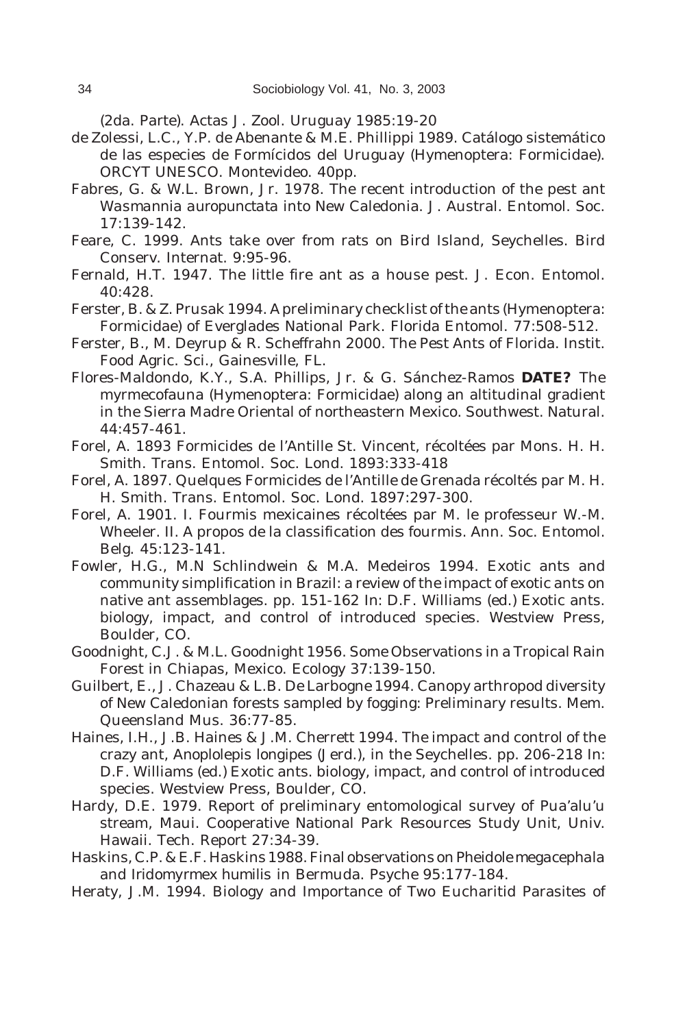(2da. Parte). Actas J. Zool. Uruguay 1985:19-20

de Zolessi, L.C., Y.P. de Abenante & M.E. Phillippi 1989. Catálogo sistemático de las especies de Formícidos del Uruguay (Hymenoptera: Formicidae). ORCYT UNESCO. Montevideo. 40pp.

Fabres, G. & W.L. Brown, Jr. 1978. The recent introduction of the pest ant *Wasmannia auropunctata* into New Caledonia. J. Austral. Entomol. Soc. 17:139-142.

Feare, C. 1999. Ants take over from rats on Bird Island, Seychelles. Bird Conserv. Internat. 9:95-96.

Fernald, H.T. 1947. The little fire ant as a house pest. J. Econ. Entomol. 40:428.

Ferster, B. & Z. Prusak 1994. A preliminary checklist of the ants (Hymenoptera: Formicidae) of Everglades National Park. Florida Entomol. 77:508-512.

Ferster, B., M. Deyrup & R. Scheffrahn 2000. The Pest Ants of Florida. Instit. Food Agric. Sci., Gainesville, FL.

Flores-Maldondo, K.Y., S.A. Phillips, Jr. & G. Sánchez-Ramos **DATE?** The myrmecofauna (Hymenoptera: Formicidae) along an altitudinal gradient in the Sierra Madre Oriental of northeastern Mexico. Southwest. Natural. 44:457-461.

Forel, A. 1893 Formicides de l'Antille St. Vincent, récoltées par Mons. H. H. Smith. Trans. Entomol. Soc. Lond. 1893:333-418

Forel, A. 1897. Quelques Formicides de l'Antille de Grenada récoltés par M. H. H. Smith. Trans. Entomol. Soc. Lond. 1897:297-300.

Forel, A. 1901. I. Fourmis mexicaines récoltées par M. le professeur W.-M. Wheeler. II. A propos de la classification des fourmis. Ann. Soc. Entomol. Belg. 45:123-141.

Fowler, H.G., M.N Schlindwein & M.A. Medeiros 1994. Exotic ants and community simplification in Brazil: a review of the impact of exotic ants on native ant assemblages. pp. 151-162 In: D.F. Williams (ed.) Exotic ants. biology, impact, and control of introduced species. Westview Press, Boulder, CO.

Goodnight, C.J. & M.L. Goodnight 1956. Some Observations in a Tropical Rain Forest in Chiapas, Mexico. Ecology 37:139-150.

Guilbert, E., J. Chazeau & L.B. De Larbogne 1994. Canopy arthropod diversity of New Caledonian forests sampled by fogging: Preliminary results. Mem. Queensland Mus. 36:77-85.

Haines, I.H., J.B. Haines & J.M. Cherrett 1994. The impact and control of the crazy ant, *Anoplolepis longipes* (Jerd.), in the Seychelles. pp. 206-218 In: D.F. Williams (ed.) Exotic ants. biology, impact, and control of introduced species. Westview Press, Boulder, CO.

Hardy, D.E. 1979. Report of preliminary entomological survey of Pua'alu'u stream, Maui. Cooperative National Park Resources Study Unit, Univ. Hawaii. Tech. Report 27:34-39.

Haskins, C.P. & E.F. Haskins 1988. Final observations on *Pheidole megacephala* and *Iridomyrmex humilis* in Bermuda. Psyche 95:177-184.

Heraty, J.M. 1994. Biology and Importance of Two Eucharitid Parasites of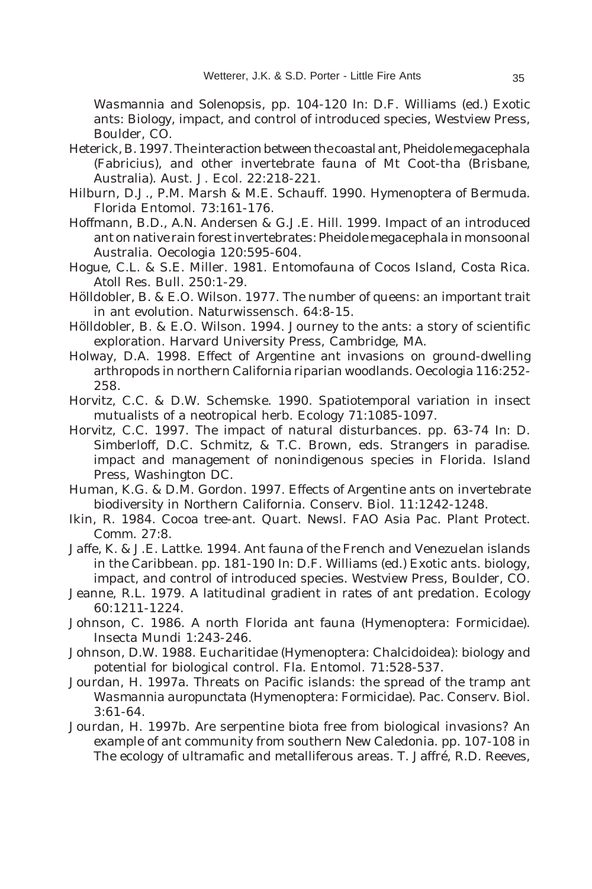*Wasmannia* and *Solenopsis*, pp. 104-120 In: D.F. Williams (ed.) Exotic ants: Biology, impact, and control of introduced species, Westview Press, Boulder, CO.

Heterick, B. 1997. The interaction between the coastal ant, *Pheidole megacephala* (Fabricius), and other invertebrate fauna of Mt Coot-tha (Brisbane, Australia). Aust. J. Ecol. 22:218-221.

Hilburn, D.J., P.M. Marsh & M.E. Schauff. 1990. Hymenoptera of Bermuda. Florida Entomol. 73:161-176.

Hoffmann, B.D., A.N. Andersen & G.J.E. Hill. 1999. Impact of an introduced ant on native rain forest invertebrates: *Pheidole megacephala* in monsoonal Australia. Oecologia 120:595-604.

Hogue, C.L. & S.E. Miller. 1981. Entomofauna of Cocos Island, Costa Rica. Atoll Res. Bull. 250:1-29.

Hölldobler, B. & E.O. Wilson. 1977. The number of queens: an important trait in ant evolution. Naturwissensch. 64:8-15.

Hölldobler, B. & E.O. Wilson. 1994. Journey to the ants: a story of scientific exploration. Harvard University Press, Cambridge, MA.

Holway, D.A. 1998. Effect of Argentine ant invasions on ground-dwelling arthropods in northern California riparian woodlands. Oecologia 116:252-258.

Horvitz, C.C. & D.W. Schemske. 1990. Spatiotemporal variation in insect mutualists of a neotropical herb. Ecology 71:1085-1097.

Horvitz, C.C. 1997. The impact of natural disturbances. pp. 63-74 In: D. Simberloff, D.C. Schmitz, & T.C. Brown, eds. Strangers in paradise. impact and management of nonindigenous species in Florida. Island Press, Washington DC.

Human, K.G. & D.M. Gordon. 1997. Effects of Argentine ants on invertebrate biodiversity in Northern California. Conserv. Biol. 11:1242-1248.

Ikin, R. 1984. Cocoa tree-ant. Quart. Newsl. FAO Asia Pac. Plant Protect. Comm. 27:8.

Jaffe, K. & J.E. Lattke. 1994. Ant fauna of the French and Venezuelan islands in the Caribbean. pp. 181-190 In: D.F. Williams (ed.) Exotic ants. biology, impact, and control of introduced species. Westview Press, Boulder, CO.

Jeanne, R.L. 1979. A latitudinal gradient in rates of ant predation. Ecology 60:1211-1224.

Johnson, C. 1986. A north Florida ant fauna (Hymenoptera: Formicidae). Insecta Mundi 1:243-246.

Johnson, D.W. 1988. Eucharitidae (Hymenoptera: Chalcidoidea): biology and potential for biological control. Fla. Entomol. 71:528-537.

Jourdan, H. 1997a. Threats on Pacific islands: the spread of the tramp ant *Wasmannia auropunctata* (Hymenoptera: Formicidae). Pac. Conserv. Biol. 3:61-64.

Jourdan, H. 1997b. Are serpentine biota free from biological invasions? An example of ant community from southern New Caledonia. pp. 107-108 in The ecology of ultramafic and metalliferous areas. T. Jaffré, R.D. Reeves,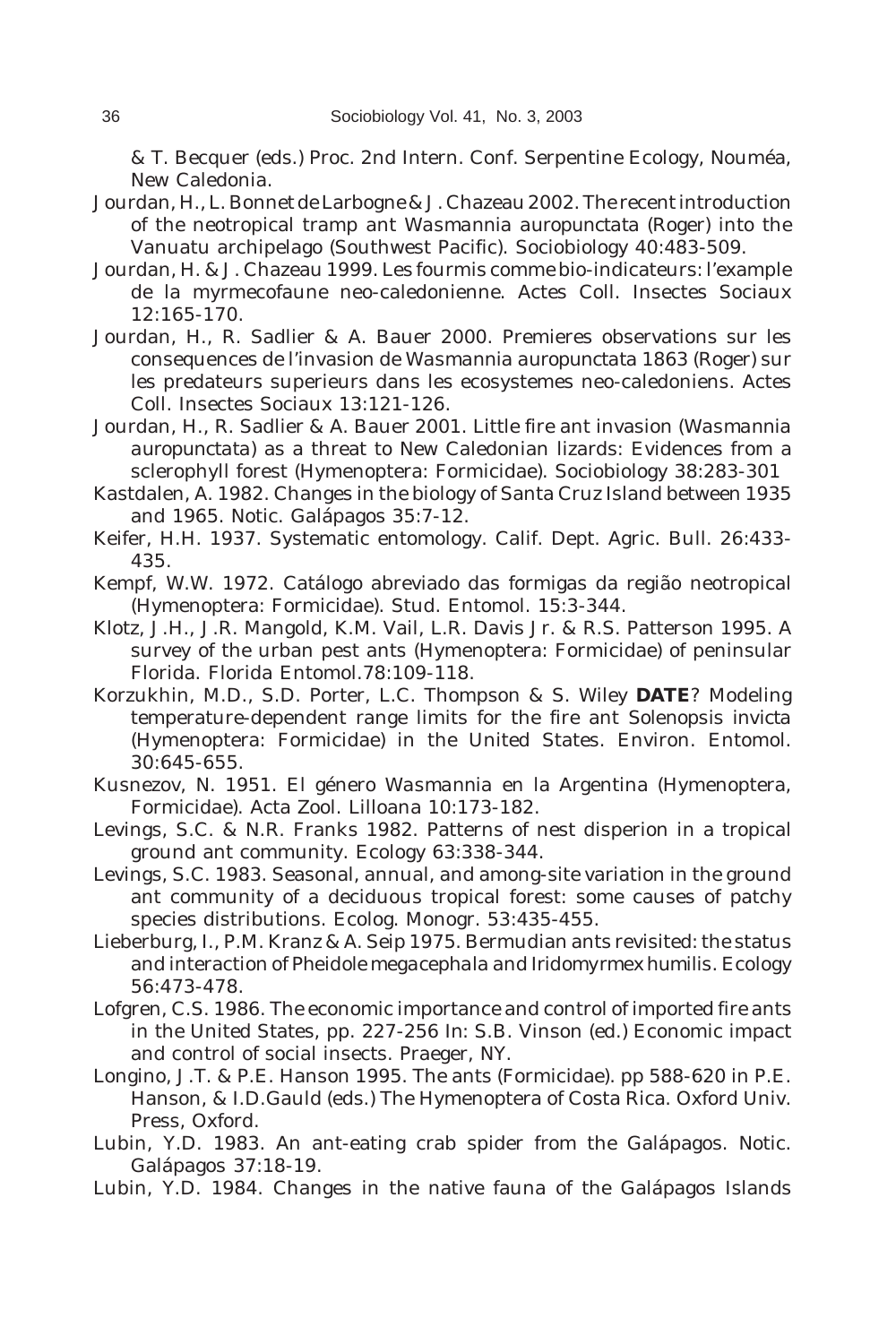& T. Becquer (eds.) Proc. 2nd Intern. Conf. Serpentine Ecology, Nouméa, New Caledonia.

Jourdan, H., L. Bonnet de Larbogne & J. Chazeau 2002. The recent introduction of the neotropical tramp ant *Wasmannia auropunctata* (Roger) into the Vanuatu archipelago (Southwest Pacific). Sociobiology 40:483-509.

Jourdan, H. & J. Chazeau 1999. Les fourmis comme bio-indicateurs: l'example de la myrmecofaune neo-caledonienne. Actes Coll. Insectes Sociaux 12:165-170.

Jourdan, H., R. Sadlier & A. Bauer 2000. Premieres observations sur les consequences de l'invasion de *Wasmannia auropunctata* 1863 (Roger) sur les predateurs superieurs dans les ecosystemes neo-caledoniens. Actes Coll. Insectes Sociaux 13:121-126.

Jourdan, H., R. Sadlier & A. Bauer 2001. Little fire ant invasion (*Wasmannia auropunctata*) as a threat to New Caledonian lizards: Evidences from a sclerophyll forest (Hymenoptera: Formicidae). Sociobiology 38:283-301

Kastdalen, A. 1982. Changes in the biology of Santa Cruz Island between 1935 and 1965. Notic. Galápagos 35:7-12.

Keifer, H.H. 1937. Systematic entomology. Calif. Dept. Agric. Bull. 26:433-435.

Kempf, W.W. 1972. Catálogo abreviado das formigas da região neotropical (Hymenoptera: Formicidae). Stud. Entomol. 15:3-344.

Klotz, J.H., J.R. Mangold, K.M. Vail, L.R. Davis Jr. & R.S. Patterson 1995. A survey of the urban pest ants (Hymenoptera: Formicidae) of peninsular Florida. Florida Entomol.78:109-118.

Korzukhin, M.D., S.D. Porter, L.C. Thompson & S. Wiley **DATE**? Modeling temperature-dependent range limits for the fire ant *Solenopsis invicta* (Hymenoptera: Formicidae) in the United States. Environ. Entomol. 30:645-655.

Kusnezov, N. 1951. El género *Wasmannia* en la Argentina (Hymenoptera, Formicidae). Acta Zool. Lilloana 10:173-182.

Levings, S.C. & N.R. Franks 1982. Patterns of nest disperion in a tropical ground ant community. Ecology 63:338-344.

Levings, S.C. 1983. Seasonal, annual, and among-site variation in the ground ant community of a deciduous tropical forest: some causes of patchy species distributions. Ecolog. Monogr. 53:435-455.

Lieberburg, I., P.M. Kranz & A. Seip 1975. Bermudian ants revisited: the status and interaction of *Pheidole megacephala* and *Iridomyrmex humilis*. Ecology 56:473-478.

Lofgren, C.S. 1986. The economic importance and control of imported fire ants in the United States, pp. 227-256 In: S.B. Vinson (ed.) Economic impact and control of social insects. Praeger, NY.

Longino, J.T. & P.E. Hanson 1995. The ants (Formicidae). pp 588-620 in P.E. Hanson, & I.D.Gauld (eds.) The Hymenoptera of Costa Rica. Oxford Univ. Press, Oxford.

Lubin, Y.D. 1983. An ant-eating crab spider from the Galápagos. Notic. Galápagos 37:18-19.

Lubin, Y.D. 1984. Changes in the native fauna of the Galápagos Islands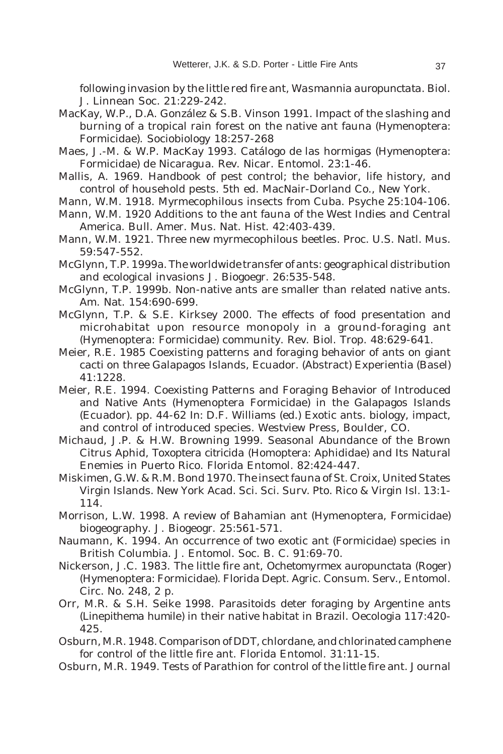following invasion by the little red fire ant, *Wasmannia auropunctata*. Biol. J. Linnean Soc. 21:229-242.

MacKay, W.P., D.A. González & S.B. Vinson 1991. Impact of the slashing and burning of a tropical rain forest on the native ant fauna (Hymenoptera: Formicidae). Sociobiology 18:257-268

Maes, J.-M. & W.P. MacKay 1993. Catálogo de las hormigas (Hymenoptera: Formicidae) de Nicaragua. Rev. Nicar. Entomol. 23:1-46.

Mallis, A. 1969. Handbook of pest control; the behavior, life history, and control of household pests. 5th ed. MacNair-Dorland Co., New York.

Mann, W.M. 1918. Myrmecophilous insects from Cuba. Psyche 25:104-106.

Mann, W.M. 1920 Additions to the ant fauna of the West Indies and Central America. Bull. Amer. Mus. Nat. Hist. 42:403-439.

Mann, W.M. 1921. Three new myrmecophilous beetles. Proc. U.S. Natl. Mus. 59:547-552.

McGlynn, T.P. 1999a. The worldwide transfer of ants: geographical distribution and ecological invasions J. Biogoegr. 26:535-548.

McGlynn, T.P. 1999b. Non-native ants are smaller than related native ants. Am. Nat. 154:690-699.

McGlynn, T.P. & S.E. Kirksey 2000. The effects of food presentation and microhabitat upon resource monopoly in a ground-foraging ant (Hymenoptera: Formicidae) community. Rev. Biol. Trop. 48:629-641.

Meier, R.E. 1985 Coexisting patterns and foraging behavior of ants on giant cacti on three Galapagos Islands, Ecuador. (Abstract) Experientia (Basel) 41:1228.

Meier, R.E. 1994. Coexisting Patterns and Foraging Behavior of Introduced and Native Ants (Hymenoptera Formicidae) in the Galapagos Islands (Ecuador). pp. 44-62 In: D.F. Williams (ed.) Exotic ants. biology, impact, and control of introduced species. Westview Press, Boulder, CO.

Michaud, J.P. & H.W. Browning 1999. Seasonal Abundance of the Brown Citrus Aphid, *Toxoptera citricida* (Homoptera: Aphididae) and Its Natural Enemies in Puerto Rico. Florida Entomol. 82:424-447.

Miskimen, G.W. & R.M. Bond 1970. The insect fauna of St. Croix, United States Virgin Islands. New York Acad. Sci. Sci. Surv. Pto. Rico & Virgin Isl. 13:1-114.

Morrison, L.W. 1998. A review of Bahamian ant (Hymenoptera, Formicidae) biogeography. J. Biogeogr. 25:561-571.

Naumann, K. 1994. An occurrence of two exotic ant (Formicidae) species in British Columbia. J. Entomol. Soc. B. C. 91:69-70.

Nickerson, J.C. 1983. The little fire ant, *Ochetomyrmex auropunctata* (Roger) (Hymenoptera: Formicidae). Florida Dept. Agric. Consum. Serv., Entomol. Circ. No. 248, 2 p.

Orr, M.R. & S.H. Seike 1998. Parasitoids deter foraging by Argentine ants (*Linepithema humile*) in their native habitat in Brazil. Oecologia 117:420-425.

Osburn, M.R. 1948. Comparison of DDT, chlordane, and chlorinated camphene for control of the little fire ant. Florida Entomol. 31:11-15.

Osburn, M.R. 1949. Tests of Parathion for control of the little fire ant. Journal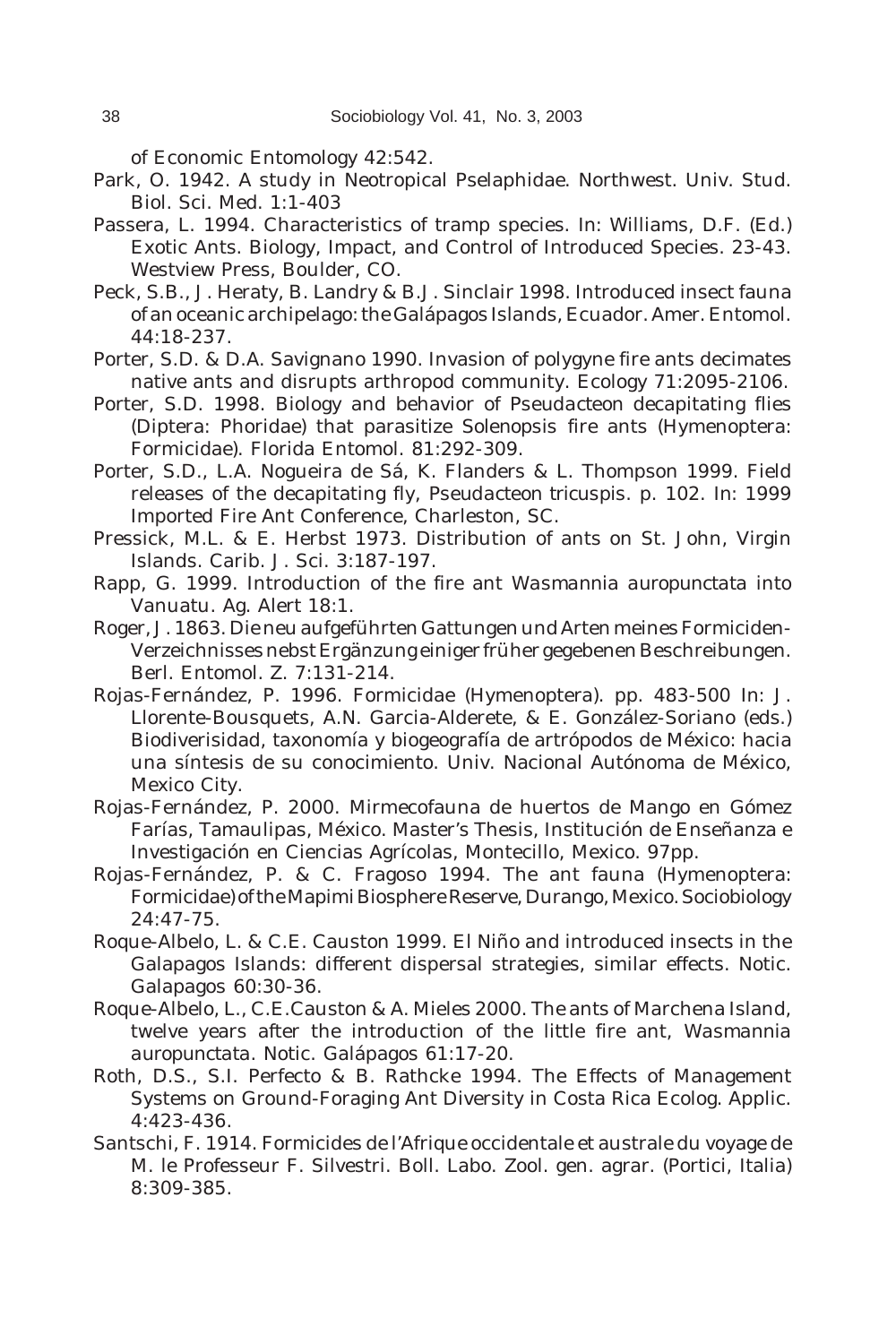of Economic Entomology 42:542.

Park, O. 1942. A study in Neotropical Pselaphidae. Northwest. Univ. Stud. Biol. Sci. Med. 1:1-403

Passera, L. 1994. Characteristics of tramp species. In: Williams, D.F. (Ed.) Exotic Ants. Biology, Impact, and Control of Introduced Species. 23-43. Westview Press, Boulder, CO.

Peck, S.B., J. Heraty, B. Landry & B.J. Sinclair 1998. Introduced insect fauna of an oceanic archipelago: the Galápagos Islands, Ecuador. Amer. Entomol. 44:18-237.

Porter, S.D. & D.A. Savignano 1990. Invasion of polygyne fire ants decimates native ants and disrupts arthropod community. Ecology 71:2095-2106.

Porter, S.D. 1998. Biology and behavior of Pseudacteon decapitating flies (Diptera: Phoridae) that parasitize Solenopsis fire ants (Hymenoptera: Formicidae). Florida Entomol. 81:292-309.

Porter, S.D., L.A. Nogueira de Sá, K. Flanders & L. Thompson 1999. Field releases of the decapitating fly, Pseudacteon tricuspis. p. 102. In: 1999 Imported Fire Ant Conference, Charleston, SC.

Pressick, M.L. & E. Herbst 1973. Distribution of ants on St. John, Virgin Islands. Carib. J. Sci. 3:187-197.

Rapp, G. 1999. Introduction of the fire ant Wasmannia auropunctata into Vanuatu. Ag. Alert 18:1.

Roger, J. 1863. Die neu aufgeführten Gattungen und Arten meines Formiciden-Verzeichnisses nebst Ergänzung einiger früher gegebenen Beschreibungen. Berl. Entomol. Z. 7:131-214.

Rojas-Fernández, P. 1996. Formicidae (Hymenoptera). pp. 483-500 In: J. Llorente-Bousquets, A.N. Garcia-Alderete, & E. González-Soriano (eds.) Biodiverisidad, taxonomía y biogeografía de artrópodos de México: hacia una síntesis de su conocimiento. Univ. Nacional Autónoma de México, Mexico City.

Rojas-Fernández, P. 2000. Mirmecofauna de huertos de Mango en Gómez Farías, Tamaulipas, México. Master's Thesis, Institución de Enseñanza e Investigación en Ciencias Agrícolas, Montecillo, Mexico. 97pp.

Rojas-Fernández, P. & C. Fragoso 1994. The ant fauna (Hymenoptera: Formicidae) of the Mapimi Biosphere Reserve, Durango, Mexico. Sociobiology 24:47-75.

Roque-Albelo, L. & C.E. Causton 1999. El Niño and introduced insects in the Galapagos Islands: different dispersal strategies, similar effects. Notic. Galapagos 60:30-36.

Roque-Albelo, L., C.E.Causton & A. Mieles 2000. The ants of Marchena Island, twelve years after the introduction of the little fire ant, Wasmannia auropunctata. Notic. Galápagos 61:17-20.

Roth, D.S., S.I. Perfecto & B. Rathcke 1994. The Effects of Management Systems on Ground-Foraging Ant Diversity in Costa Rica Ecolog. Applic. 4:423-436.

Santschi, F. 1914. Formicides de l'Afrique occidentale et australe du voyage de M. le Professeur F. Silvestri. Boll. Labo. Zool. gen. agrar. (Portici, Italia) 8:309-385.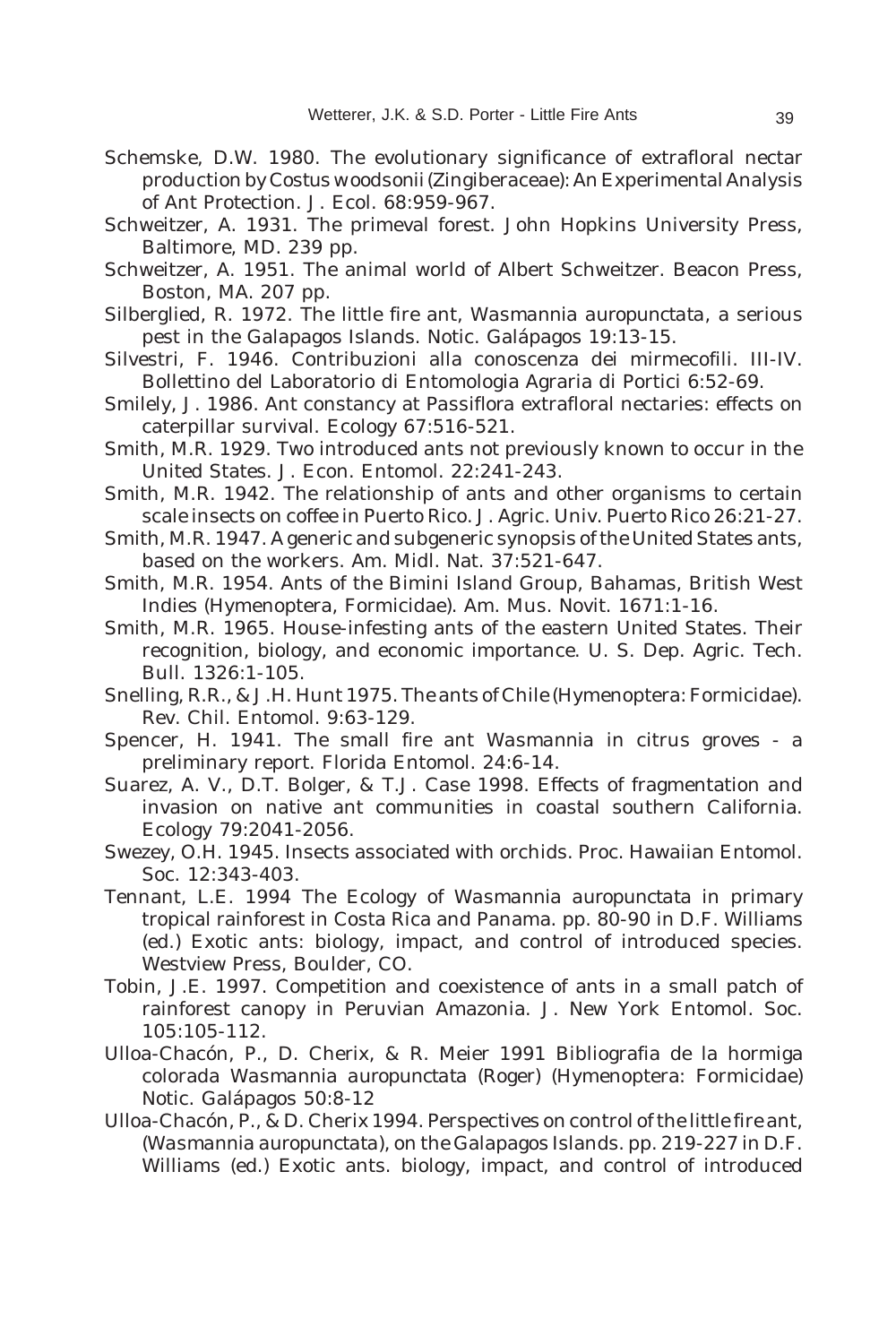Schemske, D.W. 1980. The evolutionary significance of extrafloral nectar production by *Costus woodsonii* (Zingiberaceae): An Experimental Analysis of Ant Protection. J. Ecol. 68:959-967.

Schweitzer, A. 1931. The primeval forest. John Hopkins University Press, Baltimore, MD. 239 pp.

Schweitzer, A. 1951. The animal world of Albert Schweitzer. Beacon Press, Boston, MA. 207 pp.

Silberglied, R. 1972. The little fire ant, *Wasmannia auropunctata*, a serious pest in the Galapagos Islands. Notic. Galápagos 19:13-15.

Silvestri, F. 1946. Contribuzioni alla conoscenza dei mirmecofili. III-IV. Bollettino del Laboratorio di Entomologia Agraria di Portici 6:52-69.

Smilely, J. 1986. Ant constancy at *Passiflora* extrafloral nectaries: effects on caterpillar survival. Ecology 67:516-521.

Smith, M.R. 1929. Two introduced ants not previously known to occur in the United States. J. Econ. Entomol. 22:241-243.

Smith, M.R. 1942. The relationship of ants and other organisms to certain scale insects on coffee in Puerto Rico. J. Agric. Univ. Puerto Rico 26:21-27.

Smith, M.R. 1947. A generic and subgeneric synopsis of the United States ants, based on the workers. Am. Midl. Nat. 37:521-647.

Smith, M.R. 1954. Ants of the Bimini Island Group, Bahamas, British West Indies (Hymenoptera, Formicidae). Am. Mus. Novit. 1671:1-16.

Smith, M.R. 1965. House-infesting ants of the eastern United States. Their recognition, biology, and economic importance. U. S. Dep. Agric. Tech. Bull. 1326:1-105.

Snelling, R.R., & J.H. Hunt 1975. The ants of Chile (Hymenoptera: Formicidae). Rev. Chil. Entomol. 9:63-129.

Spencer, H. 1941. The small fire ant *Wasmannia* in citrus groves - a preliminary report. Florida Entomol. 24:6-14.

Suarez, A. V., D.T. Bolger, & T.J. Case 1998. Effects of fragmentation and invasion on native ant communities in coastal southern California. Ecology 79:2041-2056.

Swezey, O.H. 1945. Insects associated with orchids. Proc. Hawaiian Entomol. Soc. 12:343-403.

Tennant, L.E. 1994 The Ecology of *Wasmannia auropunctata* in primary tropical rainforest in Costa Rica and Panama. pp. 80-90 in D.F. Williams (ed.) Exotic ants: biology, impact, and control of introduced species. Westview Press, Boulder, CO.

Tobin, J.E. 1997. Competition and coexistence of ants in a small patch of rainforest canopy in Peruvian Amazonia. J. New York Entomol. Soc. 105:105-112.

Ulloa-Chacón, P., D. Cherix, & R. Meier 1991 Bibliografia de la hormiga colorada *Wasmannia auropunctata* (Roger) (Hymenoptera: Formicidae) Notic. Galápagos 50:8-12

Ulloa-Chacón, P., & D. Cherix 1994. Perspectives on control of the little fire ant, (*Wasmannia auropunctata*), on the Galapagos Islands. pp. 219-227 in D.F. Williams (ed.) Exotic ants. biology, impact, and control of introduced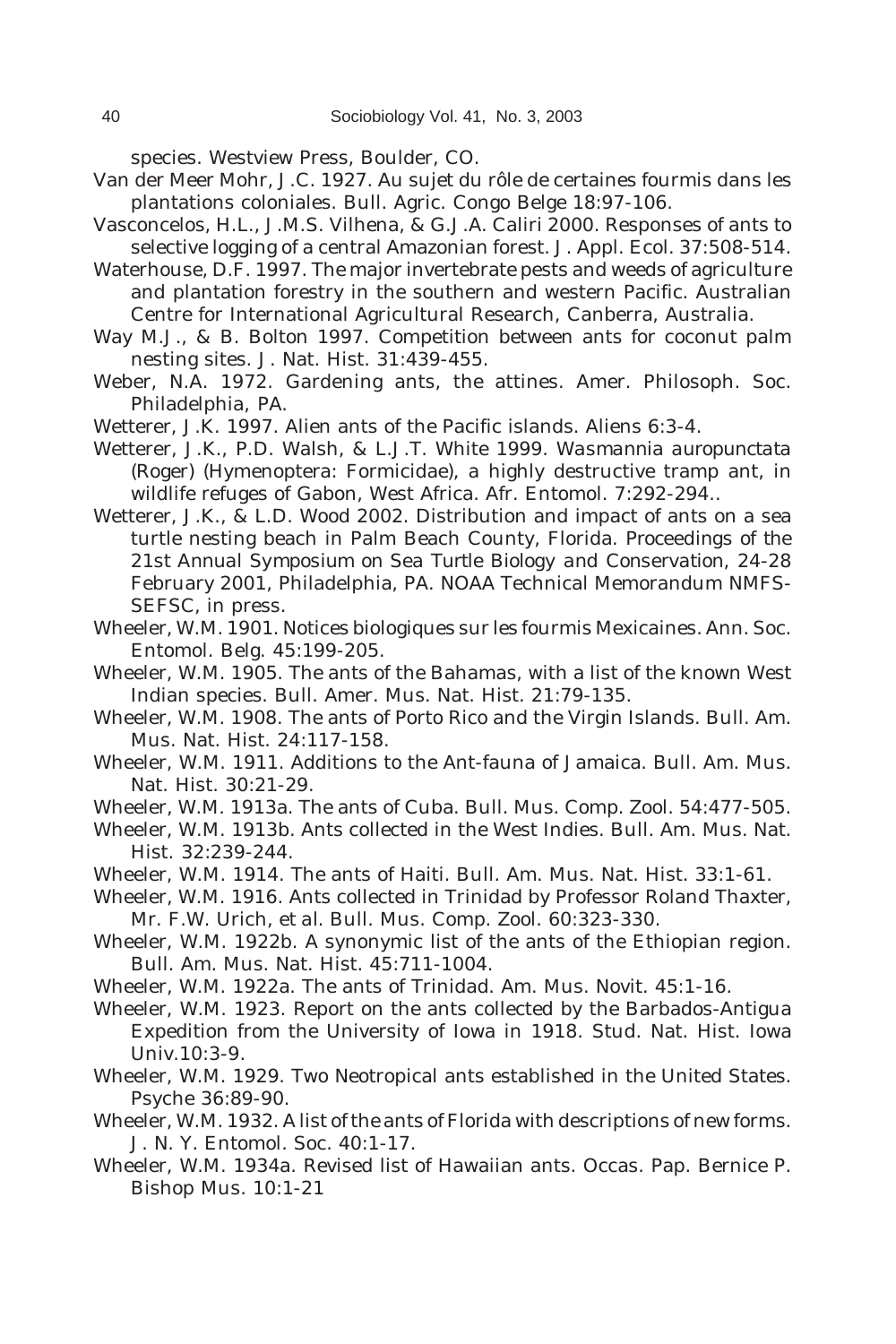species. Westview Press, Boulder, CO.

Van der Meer Mohr, J.C. 1927. Au sujet du rôle de certaines fourmis dans les plantations coloniales. Bull. Agric. Congo Belge 18:97-106.

Vasconcelos, H.L., J.M.S. Vilhena, & G.J.A. Caliri 2000. Responses of ants to selective logging of a central Amazonian forest. J. Appl. Ecol. 37:508-514.

Waterhouse, D.F. 1997. The major invertebrate pests and weeds of agriculture and plantation forestry in the southern and western Pacific. Australian Centre for International Agricultural Research, Canberra, Australia.

Way M.J., & B. Bolton 1997. Competition between ants for coconut palm nesting sites. J. Nat. Hist. 31:439-455.

Weber, N.A. 1972. Gardening ants, the attines. Amer. Philosoph. Soc. Philadelphia, PA.

Wetterer, J.K. 1997. Alien ants of the Pacific islands. Aliens 6:3-4.

Wetterer, J.K., P.D. Walsh, & L.J.T. White 1999. *Wasmannia auropunctata* (Roger) (Hymenoptera: Formicidae), a highly destructive tramp ant, in wildlife refuges of Gabon, West Africa. Afr. Entomol. 7:292-294..

Wetterer, J.K., & L.D. Wood 2002. Distribution and impact of ants on a sea turtle nesting beach in Palm Beach County, Florida. Proceedings of the 21st Annual Symposium on Sea Turtle Biology and Conservation, 24-28 February 2001, Philadelphia, PA. NOAA Technical Memorandum NMFS-SEFSC, in press.

Wheeler, W.M. 1901. Notices biologiques sur les fourmis Mexicaines. Ann. Soc. Entomol. Belg. 45:199-205.

Wheeler, W.M. 1905. The ants of the Bahamas, with a list of the known West Indian species. Bull. Amer. Mus. Nat. Hist. 21:79-135.

Wheeler, W.M. 1908. The ants of Porto Rico and the Virgin Islands. Bull. Am. Mus. Nat. Hist. 24:117-158.

Wheeler, W.M. 1911. Additions to the Ant-fauna of Jamaica. Bull. Am. Mus. Nat. Hist. 30:21-29.

Wheeler, W.M. 1913a. The ants of Cuba. Bull. Mus. Comp. Zool. 54:477-505.

Wheeler, W.M. 1913b. Ants collected in the West Indies. Bull. Am. Mus. Nat. Hist. 32:239-244.

Wheeler, W.M. 1914. The ants of Haiti. Bull. Am. Mus. Nat. Hist. 33:1-61.

Wheeler, W.M. 1916. Ants collected in Trinidad by Professor Roland Thaxter, Mr. F.W. Urich, et al. Bull. Mus. Comp. Zool. 60:323-330.

Wheeler, W.M. 1922b. A synonymic list of the ants of the Ethiopian region. Bull. Am. Mus. Nat. Hist. 45:711-1004.

Wheeler, W.M. 1922a. The ants of Trinidad. Am. Mus. Novit. 45:1-16.

Wheeler, W.M. 1923. Report on the ants collected by the Barbados-Antigua Expedition from the University of Iowa in 1918. Stud. Nat. Hist. Iowa Univ.10:3-9.

Wheeler, W.M. 1929. Two Neotropical ants established in the United States. Psyche 36:89-90.

Wheeler, W.M. 1932. A list of the ants of Florida with descriptions of new forms. J. N. Y. Entomol. Soc. 40:1-17.

Wheeler, W.M. 1934a. Revised list of Hawaiian ants. Occas. Pap. Bernice P. Bishop Mus. 10:1-21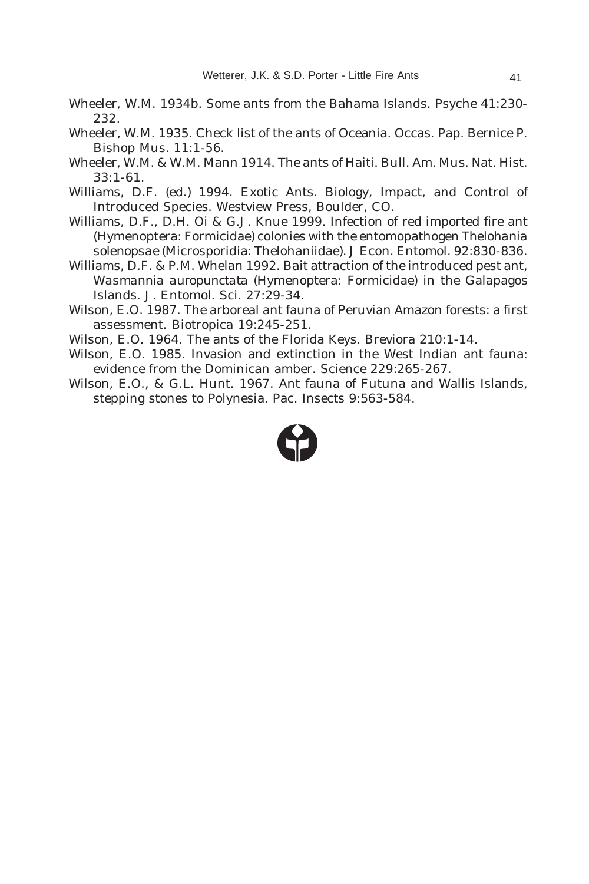Wheeler, W.M. 1934b. Some ants from the Bahama Islands. Psyche 41:230-232.

Wheeler, W.M. 1935. Check list of the ants of Oceania. Occas. Pap. Bernice P. Bishop Mus. 11:1-56.

Wheeler, W.M. & W.M. Mann 1914. The ants of Haiti. Bull. Am. Mus. Nat. Hist. 33:1-61.

Williams, D.F. (ed.) 1994. Exotic Ants. Biology, Impact, and Control of Introduced Species. Westview Press, Boulder, CO.

Williams, D.F., D.H. Oi & G.J. Knue 1999. Infection of red imported fire ant (Hymenoptera: Formicidae) colonies with the entomopathogen *Thelohania solenopsae* (Microsporidia: Thelohaniidae). J Econ. Entomol. 92:830-836.

Williams, D.F. & P.M. Whelan 1992. Bait attraction of the introduced pest ant, *Wasmannia auropunctata* (Hymenoptera: Formicidae) in the Galapagos Islands. J. Entomol. Sci. 27:29-34.

Wilson, E.O. 1987. The arboreal ant fauna of Peruvian Amazon forests: a first assessment. Biotropica 19:245-251.

Wilson, E.O. 1964. The ants of the Florida Keys. Breviora 210:1-14.

Wilson, E.O. 1985. Invasion and extinction in the West Indian ant fauna: evidence from the Dominican amber. Science 229:265-267.

Wilson, E.O., & G.L. Hunt. 1967. Ant fauna of Futuna and Wallis Islands, stepping stones to Polynesia. Pac. Insects 9:563-584.